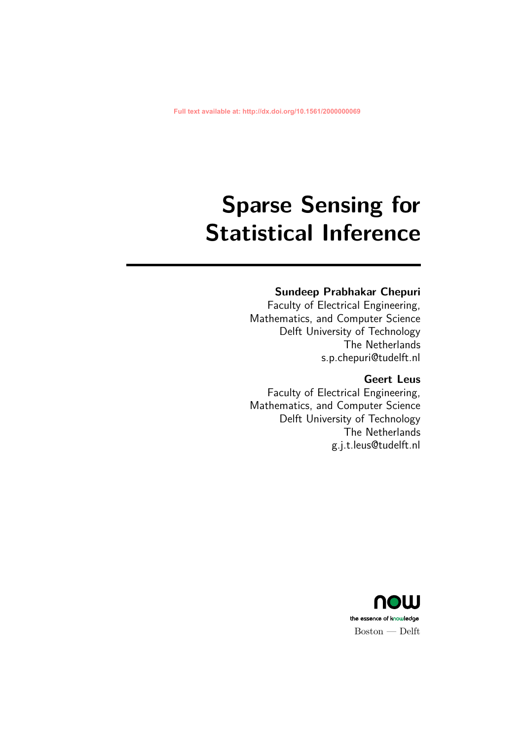Full text available at: http://dx.doi.org/10.1561/2000000069

# Sparse Sensing for Statistical Inference

**Sundeep Prabhakar Chepuri**
Faculty of Electrical Engineering,
Mathematics, and Computer Science
Delft University of Technology
The Netherlands
s.p.chepuri@tudelft.nl

**Geert Leus**
Faculty of Electrical Engineering,
Mathematics, and Computer Science
Delft University of Technology
The Netherlands
g.j.t.leus@tudelft.nl

now
the essence of knowledge
Boston — Delft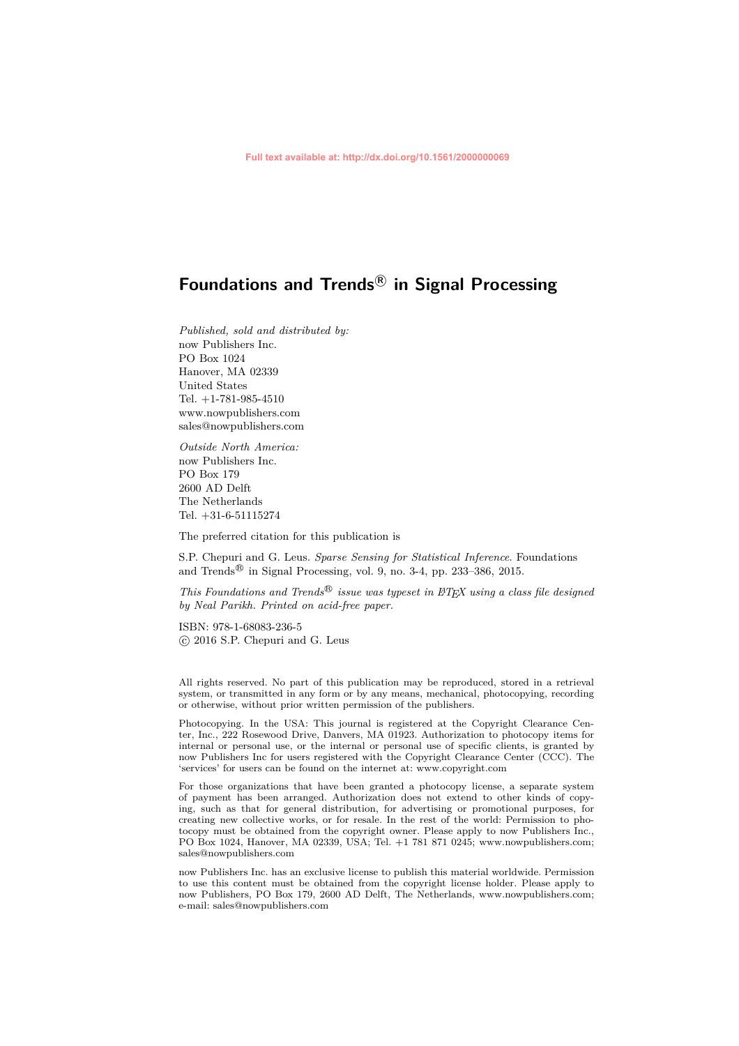Full text available at: http://dx.doi.org/10.1561/2000000069

# Foundations and Trends® in Signal Processing

*Published, sold and distributed by:*
now Publishers Inc.
PO Box 1024
Hanover, MA 02339
United States
Tel. +1-781-985-4510
www.nowpublishers.com
sales@nowpublishers.com

*Outside North America:*
now Publishers Inc.
PO Box 179
2600 AD Delft
The Netherlands
Tel. +31-6-51115274

The preferred citation for this publication is

S.P. Chepuri and G. Leus. *Sparse Sensing for Statistical Inference*. Foundations and Trends® in Signal Processing, vol. 9, no. 3-4, pp. 233–386, 2015.

*This Foundations and Trends® issue was typeset in LaTeX using a class file designed by Neal Parikh. Printed on acid-free paper.*

ISBN: 978-1-68083-236-5
© 2016 S.P. Chepuri and G. Leus

All rights reserved. No part of this publication may be reproduced, stored in a retrieval system, or transmitted in any form or by any means, mechanical, photocopying, recording or otherwise, without prior written permission of the publishers.

Photocopying. In the USA: This journal is registered at the Copyright Clearance Center, Inc., 222 Rosewood Drive, Danvers, MA 01923. Authorization to photocopy items for internal or personal use, or the internal or personal use of specific clients, is granted by now Publishers Inc for users registered with the Copyright Clearance Center (CCC). The 'services' for users can be found on the internet at: www.copyright.com

For those organizations that have been granted a photocopy license, a separate system of payment has been arranged. Authorization does not extend to other kinds of copying, such as that for general distribution, for advertising or promotional purposes, for creating new collective works, or for resale. In the rest of the world: Permission to photocopy must be obtained from the copyright owner. Please apply to now Publishers Inc., PO Box 1024, Hanover, MA 02339, USA; Tel. +1 781 871 0245; www.nowpublishers.com; sales@nowpublishers.com

now Publishers Inc. has an exclusive license to publish this material worldwide. Permission to use this content must be obtained from the copyright license holder. Please apply to now Publishers, PO Box 179, 2600 AD Delft, The Netherlands, www.nowpublishers.com; e-mail: sales@nowpublishers.com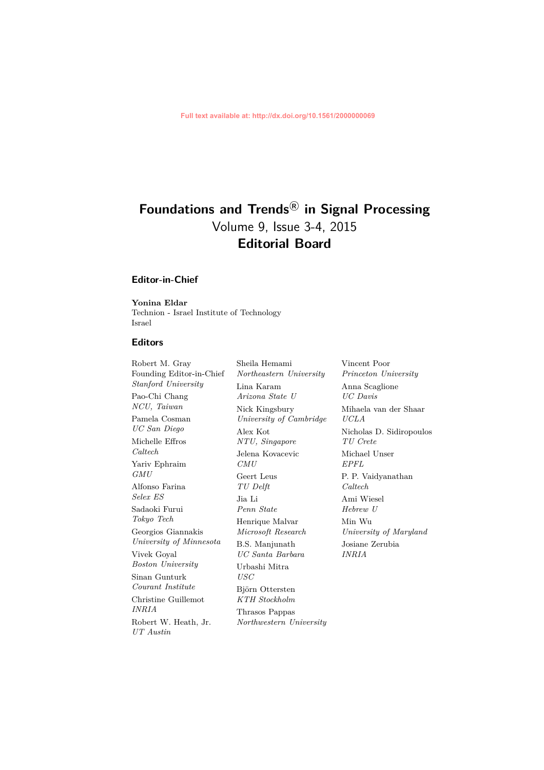# Foundations and Trends® in Signal Processing

Volume 9, Issue 3-4, 2015

## Editorial Board

### Editor-in-Chief

**Yonina Eldar**
Technion - Israel Institute of Technology
Israel

### Editors

Robert M. Gray
Founding Editor-in-Chief
*Stanford University*

Pao-Chi Chang
*NCU, Taiwan*

Pamela Cosman
*UC San Diego*

Michelle Effros
*Caltech*

Yariv Ephraim
*GMU*

Alfonso Farina
*Selex ES*

Sadaoki Furui
*Tokyo Tech*

Georgios Giannakis
*University of Minnesota*

Vivek Goyal
*Boston University*

Sinan Gunturk
*Courant Institute*

Christine Guillemot
*INRIA*

Robert W. Heath, Jr.
*UT Austin*

Sheila Hemami
*Northeastern University*

Lina Karam
*Arizona State U*

Nick Kingsbury
*University of Cambridge*

Alex Kot
*NTU, Singapore*

Jelena Kovacevic
*CMU*

Geert Leus
*TU Delft*

Jia Li
*Penn State*

Henrique Malvar
*Microsoft Research*

B.S. Manjunath
*UC Santa Barbara*

Urbashi Mitra
*USC*

Björn Ottersten
*KTH Stockholm*

Thrasos Pappas
*Northwestern University*

Vincent Poor
*Princeton University*

Anna Scaglione
*UC Davis*

Mihaela van der Shaar
*UCLA*

Nicholas D. Sidiropoulos
*TU Crete*

Michael Unser
*EPFL*

P. P. Vaidyanathan
*Caltech*

Ami Wiesel
*Hebrew U*

Min Wu
*University of Maryland*

Josiane Zerubia
*INRIA*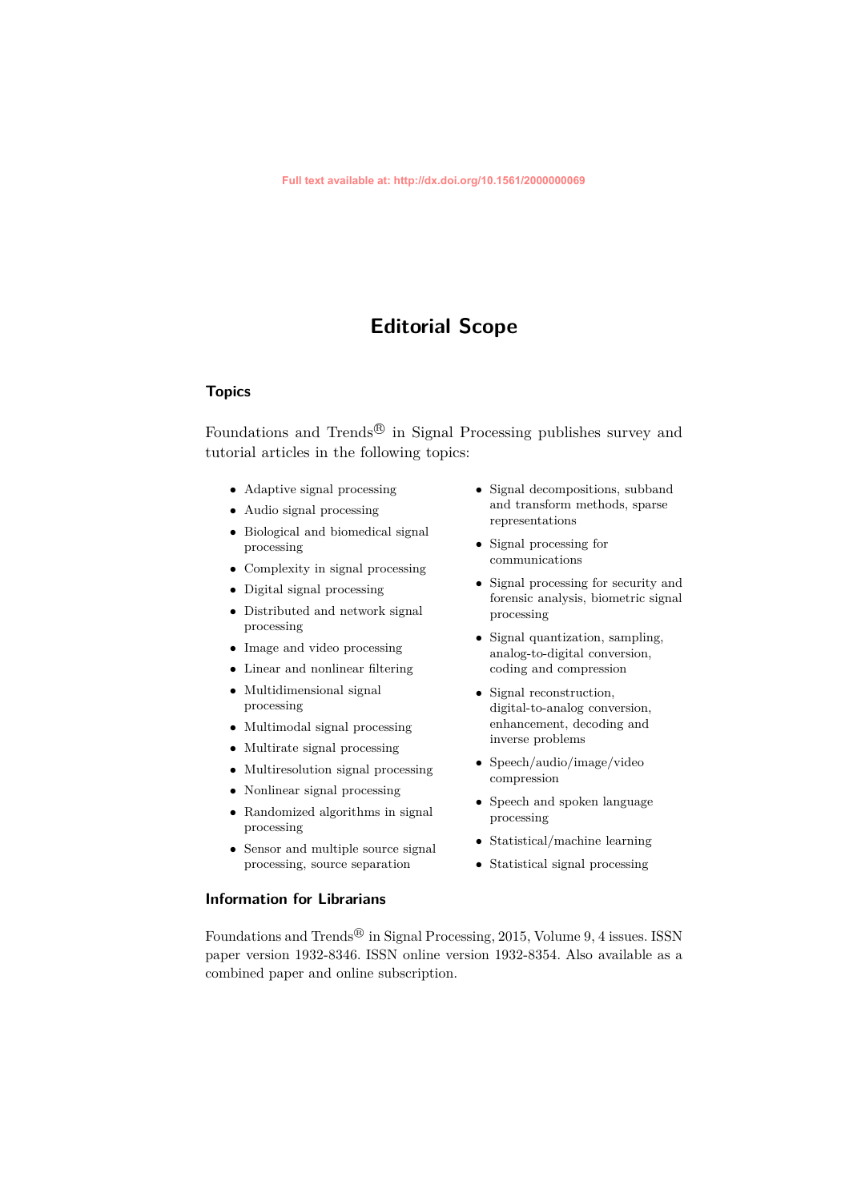Full text available at: http://dx.doi.org/10.1561/2000000069

# Editorial Scope

## Topics

Foundations and Trends® in Signal Processing publishes survey and tutorial articles in the following topics:

- Adaptive signal processing
- Audio signal processing
- Biological and biomedical signal processing
- Complexity in signal processing
- Digital signal processing
- Distributed and network signal processing
- Image and video processing
- Linear and nonlinear filtering
- Multidimensional signal processing
- Multimodal signal processing
- Multirate signal processing
- Multiresolution signal processing
- Nonlinear signal processing
- Randomized algorithms in signal processing
- Sensor and multiple source signal processing, source separation
- Signal decompositions, subband and transform methods, sparse representations
- Signal processing for communications
- Signal processing for security and forensic analysis, biometric signal processing
- Signal quantization, sampling, analog-to-digital conversion, coding and compression
- Signal reconstruction, digital-to-analog conversion, enhancement, decoding and inverse problems
- Speech/audio/image/video compression
- Speech and spoken language processing
- Statistical/machine learning
- Statistical signal processing

## Information for Librarians

Foundations and Trends® in Signal Processing, 2015, Volume 9, 4 issues. ISSN paper version 1932-8346. ISSN online version 1932-8354. Also available as a combined paper and online subscription.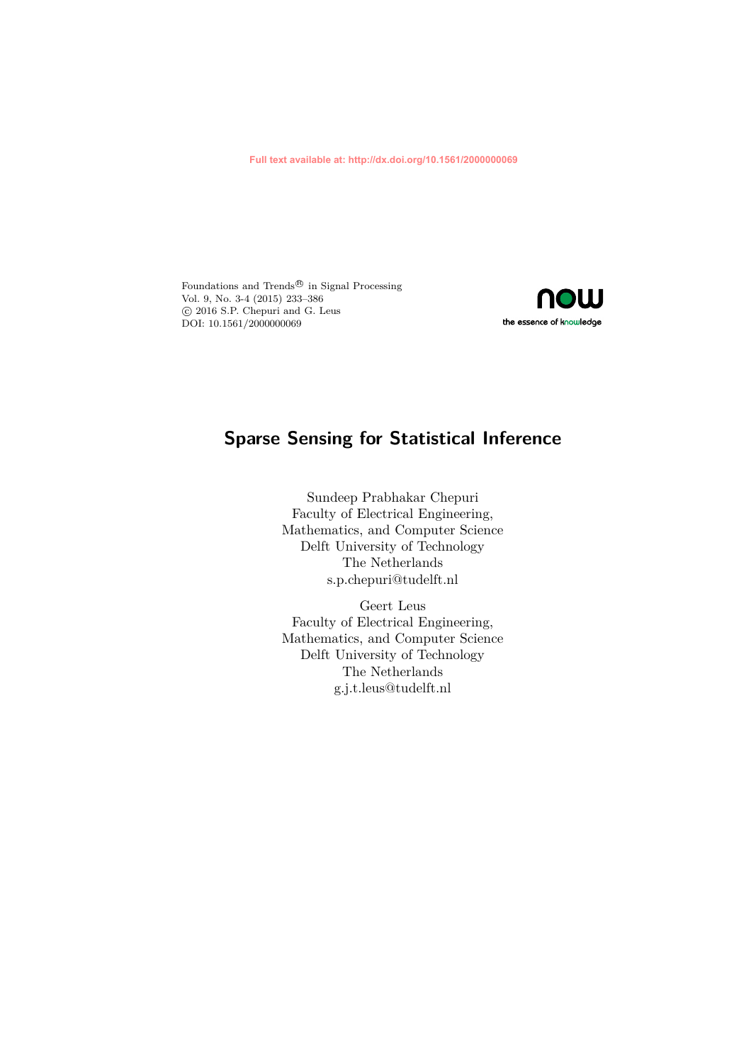Foundations and Trends® in Signal Processing
Vol. 9, No. 3-4 (2015) 233–386
© 2016 S.P. Chepuri and G. Leus
DOI: 10.1561/2000000069

now
the essence of knowledge

# Sparse Sensing for Statistical Inference

Sundeep Prabhakar Chepuri
Faculty of Electrical Engineering,
Mathematics, and Computer Science
Delft University of Technology
The Netherlands
s.p.chepuri@tudelft.nl

Geert Leus
Faculty of Electrical Engineering,
Mathematics, and Computer Science
Delft University of Technology
The Netherlands
g.j.t.leus@tudelft.nl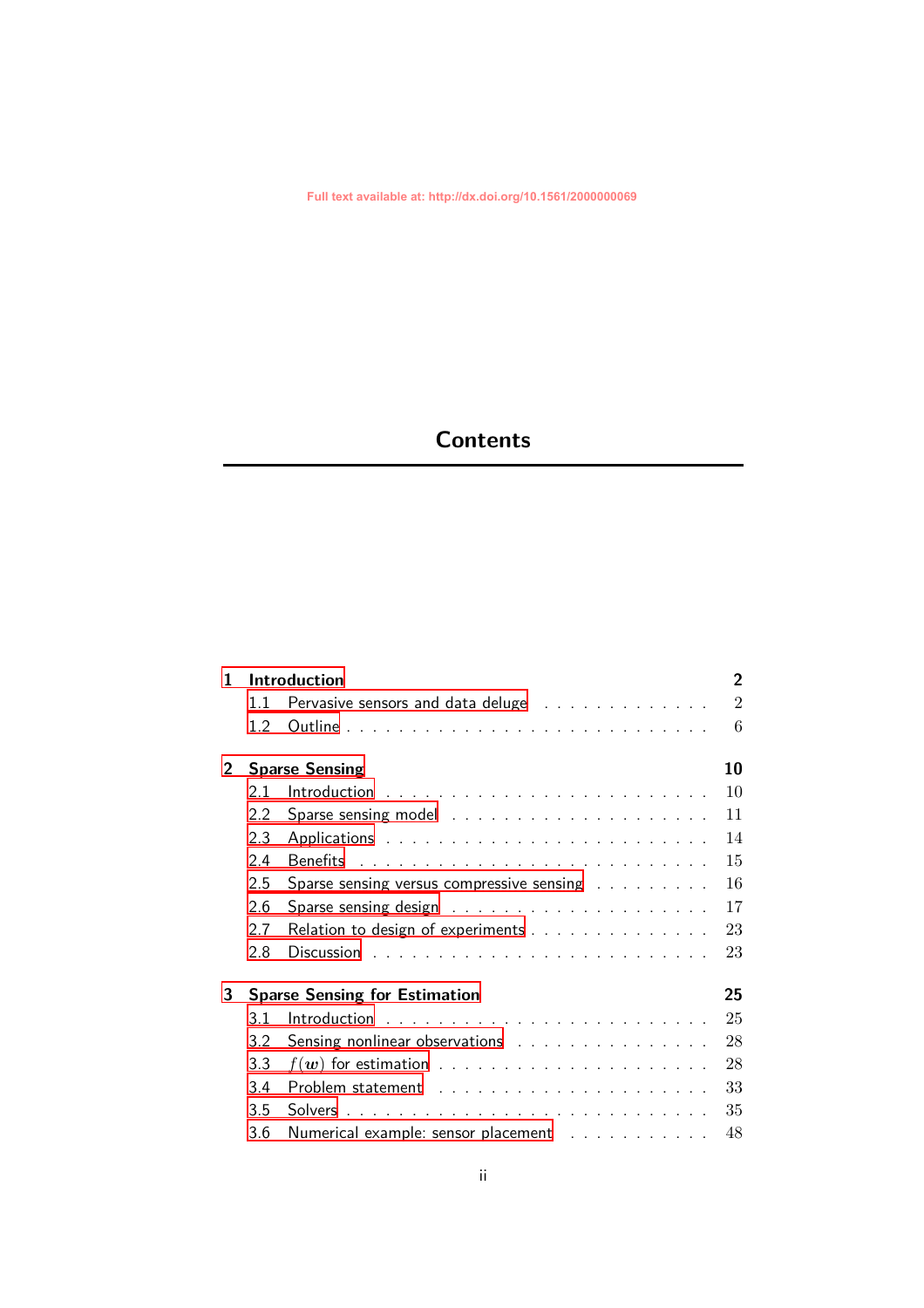Full text available at: http://dx.doi.org/10.1561/2000000069

# Contents

**1 Introduction** **2**

- 1.1 Pervasive sensors and data deluge . . . . . 2
- 1.2 Outline . . . . . 6

**2 Sparse Sensing** **10**

- 2.1 Introduction . . . . . 10
- 2.2 Sparse sensing model . . . . . 11
- 2.3 Applications . . . . . 14
- 2.4 Benefits . . . . . 15
- 2.5 Sparse sensing versus compressive sensing . . . . . 16
- 2.6 Sparse sensing design . . . . . 17
- 2.7 Relation to design of experiments . . . . . 23
- 2.8 Discussion . . . . . 23

**3 Sparse Sensing for Estimation** **25**

- 3.1 Introduction . . . . . 25
- 3.2 Sensing nonlinear observations . . . . . 28
- 3.3 $f(\boldsymbol{w})$ for estimation . . . . . 28
- 3.4 Problem statement . . . . . 33
- 3.5 Solvers . . . . . 35
- 3.6 Numerical example: sensor placement . . . . . 48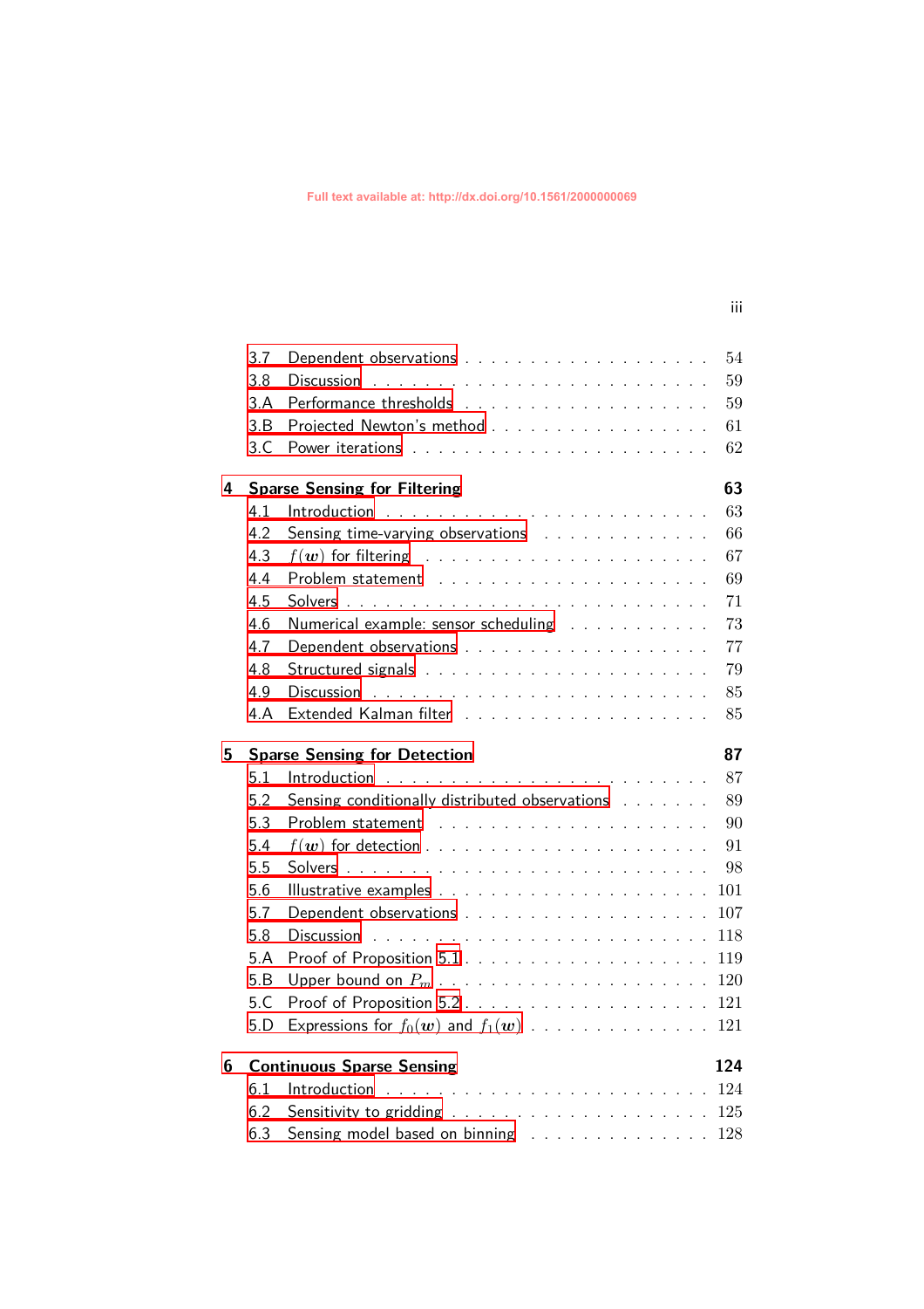3.7 Dependent observations . . . . . . . . . . . . . . . . . . 54
3.8 Discussion . . . . . . . . . . . . . . . . . . . . . . . . 59
3.A Performance thresholds . . . . . . . . . . . . . . . . . . 59
3.B Projected Newton's method . . . . . . . . . . . . . . . . . 61
3.C Power iterations . . . . . . . . . . . . . . . . . . . . . 62

**4 Sparse Sensing for Filtering** **63**

4.1 Introduction . . . . . . . . . . . . . . . . . . . . . . . 63
4.2 Sensing time-varying observations . . . . . . . . . . . . . 66
4.3 $f(\boldsymbol{w})$ for filtering . . . . . . . . . . . . . . . . . . . . 67
4.4 Problem statement . . . . . . . . . . . . . . . . . . . . 69
4.5 Solvers . . . . . . . . . . . . . . . . . . . . . . . . . . 71
4.6 Numerical example: sensor scheduling . . . . . . . . . . . 73
4.7 Dependent observations . . . . . . . . . . . . . . . . . . 77
4.8 Structured signals . . . . . . . . . . . . . . . . . . . . 79
4.9 Discussion . . . . . . . . . . . . . . . . . . . . . . . . 85
4.A Extended Kalman filter . . . . . . . . . . . . . . . . . . 85

**5 Sparse Sensing for Detection** **87**

5.1 Introduction . . . . . . . . . . . . . . . . . . . . . . . 87
5.2 Sensing conditionally distributed observations . . . . . . . 89
5.3 Problem statement . . . . . . . . . . . . . . . . . . . . 90
5.4 $f(\boldsymbol{w})$ for detection . . . . . . . . . . . . . . . . . . . . 91
5.5 Solvers . . . . . . . . . . . . . . . . . . . . . . . . . . 98
5.6 Illustrative examples . . . . . . . . . . . . . . . . . . . 101
5.7 Dependent observations . . . . . . . . . . . . . . . . . . 107
5.8 Discussion . . . . . . . . . . . . . . . . . . . . . . . . 118
5.A Proof of Proposition 5.1 . . . . . . . . . . . . . . . . . . 119
5.B Upper bound on $P_m$ . . . . . . . . . . . . . . . . . . . . 120
5.C Proof of Proposition 5.2 . . . . . . . . . . . . . . . . . . 121
5.D Expressions for $f_0(\boldsymbol{w})$ and $f_1(\boldsymbol{w})$ . . . . . . . . . . . . . 121

**6 Continuous Sparse Sensing** **124**

6.1 Introduction . . . . . . . . . . . . . . . . . . . . . . . 124
6.2 Sensitivity to gridding . . . . . . . . . . . . . . . . . . 125
6.3 Sensing model based on binning . . . . . . . . . . . . . . 128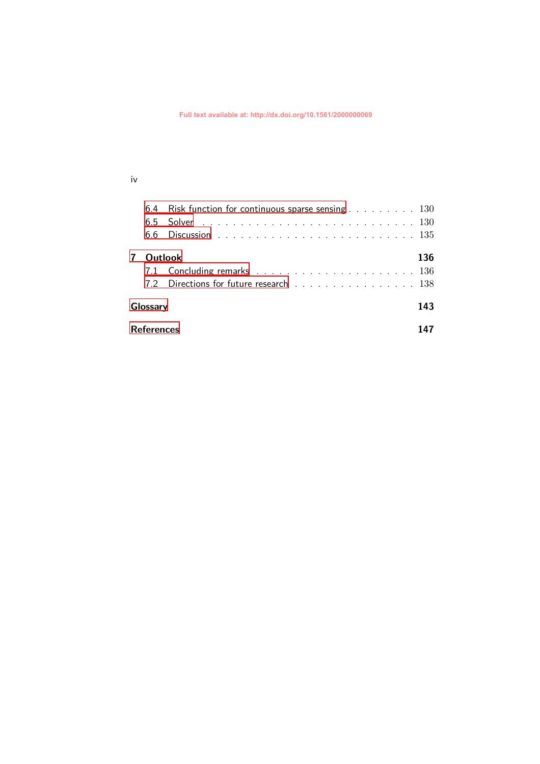6.4 Risk function for continuous sparse sensing . . . . . . . . . 130
6.5 Solver . . . . . . . . . . . . . . . . . . . . . . . . . . 130
6.6 Discussion . . . . . . . . . . . . . . . . . . . . . . . . 135

**7 Outlook** **136**
7.1 Concluding remarks . . . . . . . . . . . . . . . . . . . 136
7.2 Directions for future research . . . . . . . . . . . . . . . 138

**Glossary** **143**

**References** **147**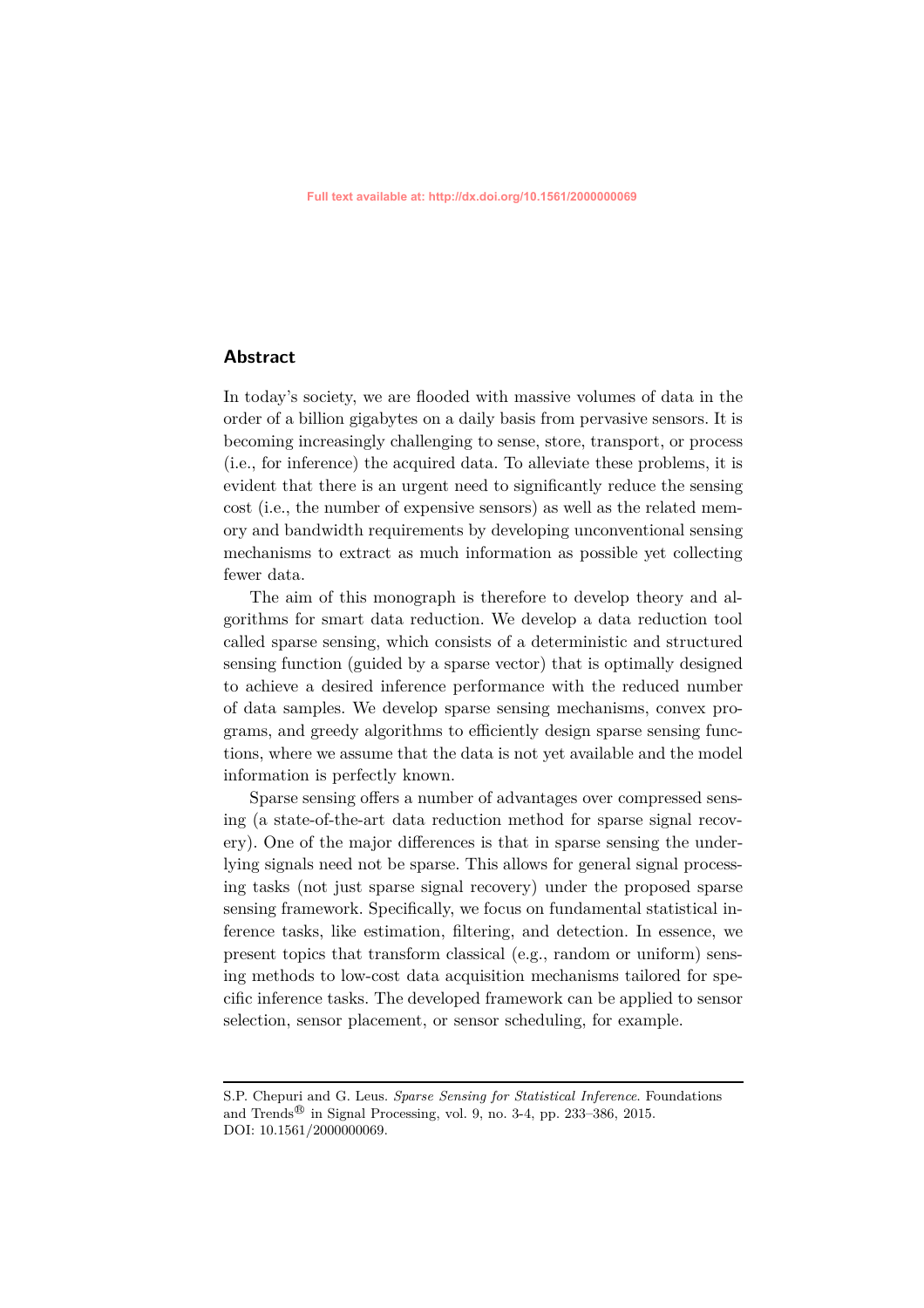## Abstract

In today's society, we are flooded with massive volumes of data in the order of a billion gigabytes on a daily basis from pervasive sensors. It is becoming increasingly challenging to sense, store, transport, or process (i.e., for inference) the acquired data. To alleviate these problems, it is evident that there is an urgent need to significantly reduce the sensing cost (i.e., the number of expensive sensors) as well as the related memory and bandwidth requirements by developing unconventional sensing mechanisms to extract as much information as possible yet collecting fewer data.

The aim of this monograph is therefore to develop theory and algorithms for smart data reduction. We develop a data reduction tool called sparse sensing, which consists of a deterministic and structured sensing function (guided by a sparse vector) that is optimally designed to achieve a desired inference performance with the reduced number of data samples. We develop sparse sensing mechanisms, convex programs, and greedy algorithms to efficiently design sparse sensing functions, where we assume that the data is not yet available and the model information is perfectly known.

Sparse sensing offers a number of advantages over compressed sensing (a state-of-the-art data reduction method for sparse signal recovery). One of the major differences is that in sparse sensing the underlying signals need not be sparse. This allows for general signal processing tasks (not just sparse signal recovery) under the proposed sparse sensing framework. Specifically, we focus on fundamental statistical inference tasks, like estimation, filtering, and detection. In essence, we present topics that transform classical (e.g., random or uniform) sensing methods to low-cost data acquisition mechanisms tailored for specific inference tasks. The developed framework can be applied to sensor selection, sensor placement, or sensor scheduling, for example.

S.P. Chepuri and G. Leus. *Sparse Sensing for Statistical Inference*. Foundations and Trends® in Signal Processing, vol. 9, no. 3-4, pp. 233–386, 2015. DOI: 10.1561/2000000069.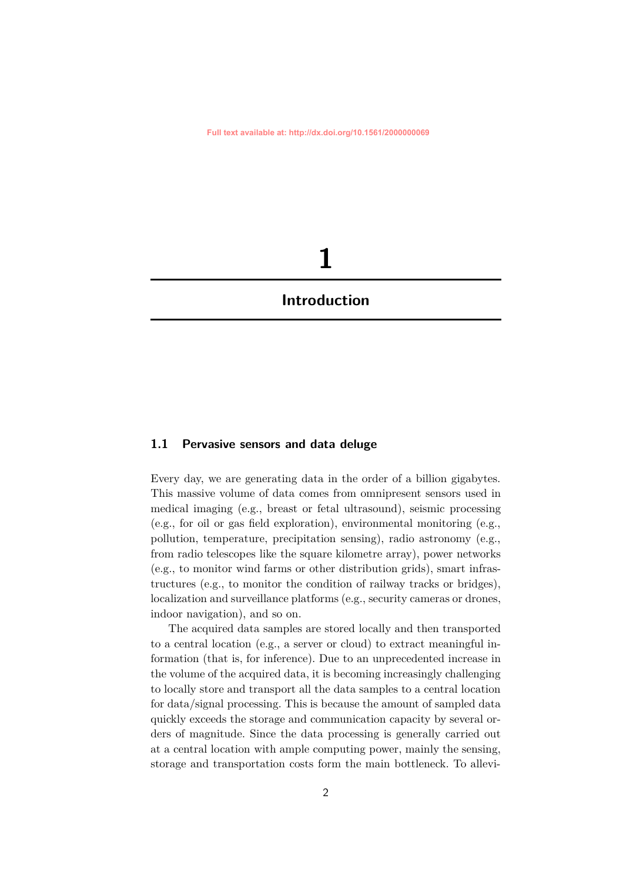# 1

## Introduction

### 1.1 Pervasive sensors and data deluge

Every day, we are generating data in the order of a billion gigabytes. This massive volume of data comes from omnipresent sensors used in medical imaging (e.g., breast or fetal ultrasound), seismic processing (e.g., for oil or gas field exploration), environmental monitoring (e.g., pollution, temperature, precipitation sensing), radio astronomy (e.g., from radio telescopes like the square kilometre array), power networks (e.g., to monitor wind farms or other distribution grids), smart infrastructures (e.g., to monitor the condition of railway tracks or bridges), localization and surveillance platforms (e.g., security cameras or drones, indoor navigation), and so on.

The acquired data samples are stored locally and then transported to a central location (e.g., a server or cloud) to extract meaningful information (that is, for inference). Due to an unprecedented increase in the volume of the acquired data, it is becoming increasingly challenging to locally store and transport all the data samples to a central location for data/signal processing. This is because the amount of sampled data quickly exceeds the storage and communication capacity by several orders of magnitude. Since the data processing is generally carried out at a central location with ample computing power, mainly the sensing, storage and transportation costs form the main bottleneck. To allevi-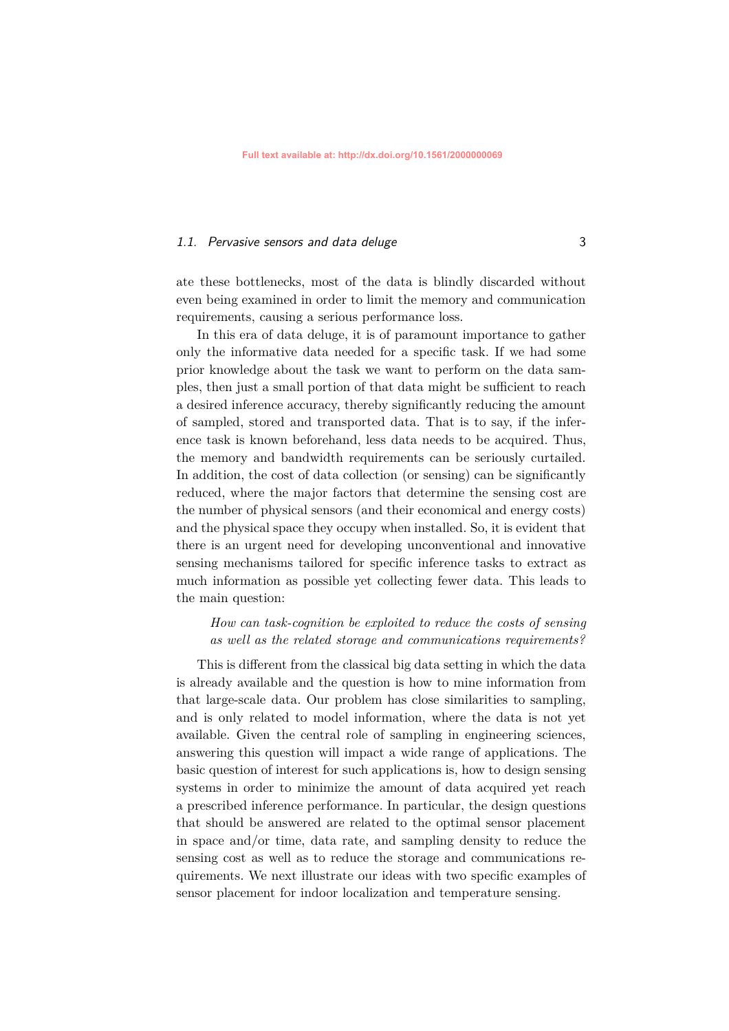ate these bottlenecks, most of the data is blindly discarded without even being examined in order to limit the memory and communication requirements, causing a serious performance loss.

In this era of data deluge, it is of paramount importance to gather only the informative data needed for a specific task. If we had some prior knowledge about the task we want to perform on the data samples, then just a small portion of that data might be sufficient to reach a desired inference accuracy, thereby significantly reducing the amount of sampled, stored and transported data. That is to say, if the inference task is known beforehand, less data needs to be acquired. Thus, the memory and bandwidth requirements can be seriously curtailed. In addition, the cost of data collection (or sensing) can be significantly reduced, where the major factors that determine the sensing cost are the number of physical sensors (and their economical and energy costs) and the physical space they occupy when installed. So, it is evident that there is an urgent need for developing unconventional and innovative sensing mechanisms tailored for specific inference tasks to extract as much information as possible yet collecting fewer data. This leads to the main question:

> *How can task-cognition be exploited to reduce the costs of sensing as well as the related storage and communications requirements?*

This is different from the classical big data setting in which the data is already available and the question is how to mine information from that large-scale data. Our problem has close similarities to sampling, and is only related to model information, where the data is not yet available. Given the central role of sampling in engineering sciences, answering this question will impact a wide range of applications. The basic question of interest for such applications is, how to design sensing systems in order to minimize the amount of data acquired yet reach a prescribed inference performance. In particular, the design questions that should be answered are related to the optimal sensor placement in space and/or time, data rate, and sampling density to reduce the sensing cost as well as to reduce the storage and communications requirements. We next illustrate our ideas with two specific examples of sensor placement for indoor localization and temperature sensing.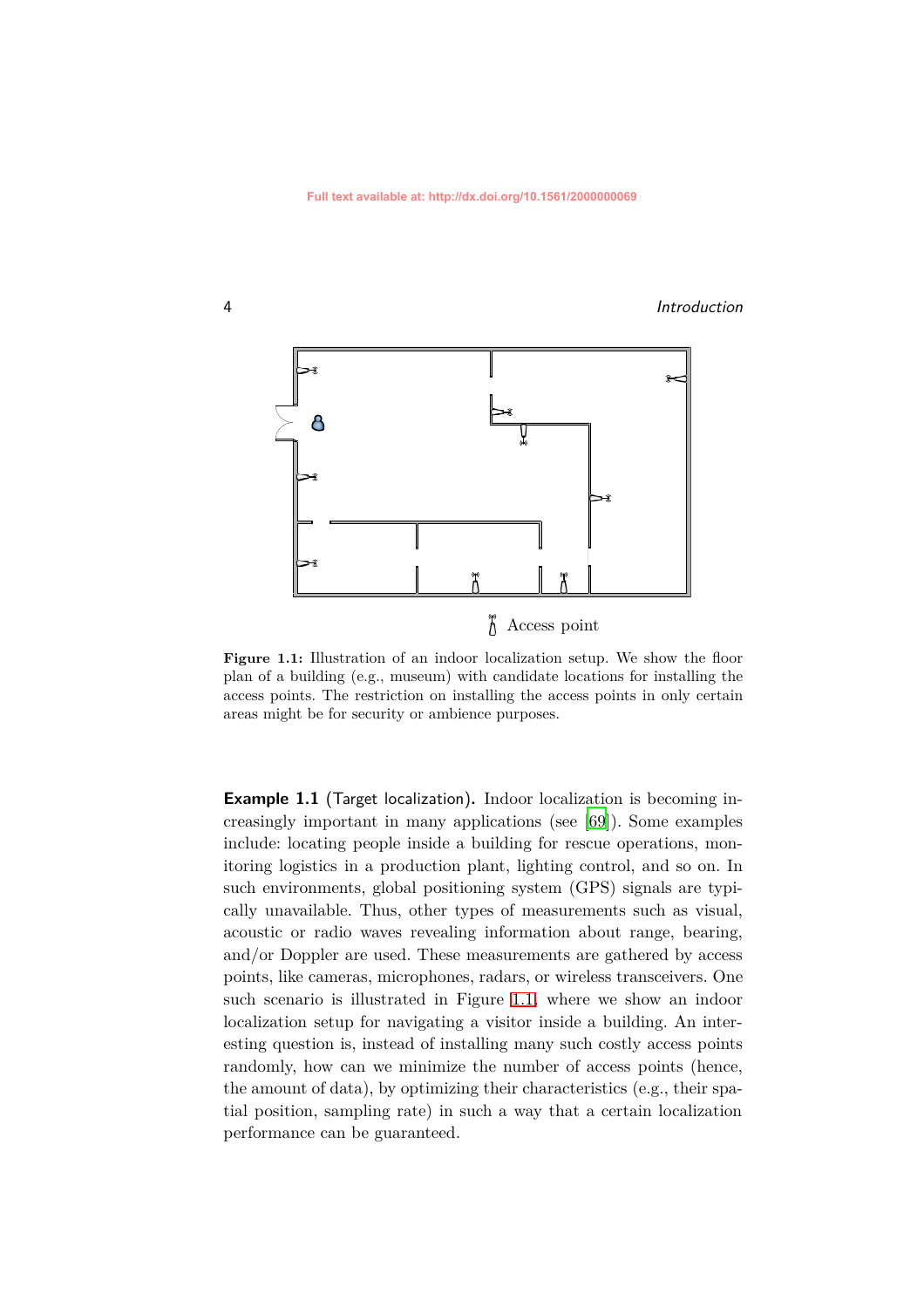Full text available at: http://dx.doi.org/10.1561/2000000069

Access point

**Figure 1.1:** Illustration of an indoor localization setup. We show the floor plan of a building (e.g., museum) with candidate locations for installing the access points. The restriction on installing the access points in only certain areas might be for security or ambience purposes.

**Example 1.1** (Target localization)**.** Indoor localization is becoming increasingly important in many applications (see [69]). Some examples include: locating people inside a building for rescue operations, monitoring logistics in a production plant, lighting control, and so on. In such environments, global positioning system (GPS) signals are typically unavailable. Thus, other types of measurements such as visual, acoustic or radio waves revealing information about range, bearing, and/or Doppler are used. These measurements are gathered by access points, like cameras, microphones, radars, or wireless transceivers. One such scenario is illustrated in Figure 1.1, where we show an indoor localization setup for navigating a visitor inside a building. An interesting question is, instead of installing many such costly access points randomly, how can we minimize the number of access points (hence, the amount of data), by optimizing their characteristics (e.g., their spatial position, sampling rate) in such a way that a certain localization performance can be guaranteed.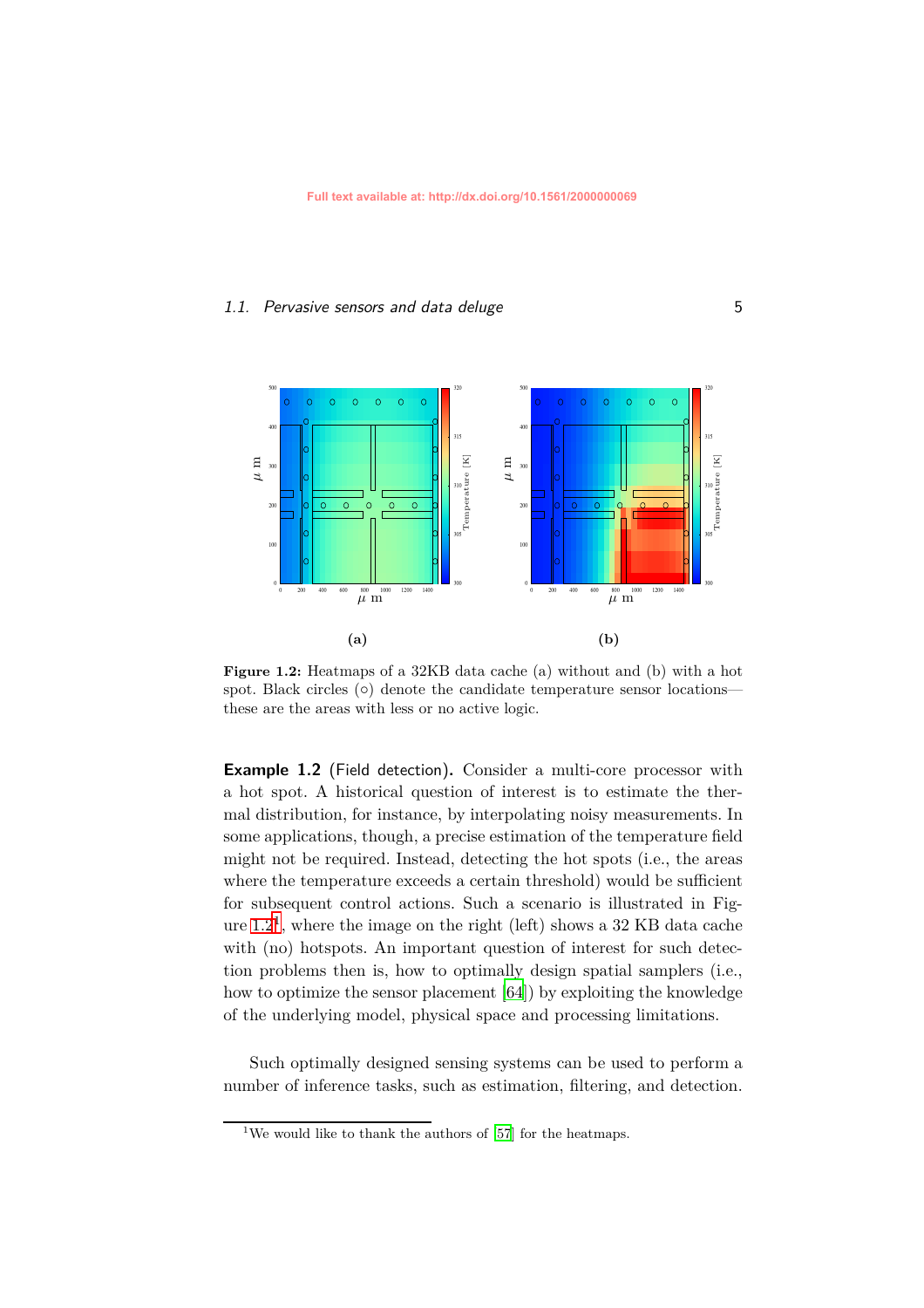500
400
300
200
100
0
0 200 400 600 800 1000 1200 1400
$\mu$ m
$\mu$ m
320
315
310
305
300
Temperature [K]

500
400
300
200
100
0
0 200 400 600 800 1000 1200 1400
$\mu$ m
$\mu$ m
320
315
310
305
300
Temperature [K]

**(a)** **(b)**

**Figure 1.2:** Heatmaps of a 32KB data cache (a) without and (b) with a hot spot. Black circles (○) denote the candidate temperature sensor locations—these are the areas with less or no active logic.

**Example 1.2** (Field detection)**.** Consider a multi-core processor with a hot spot. A historical question of interest is to estimate the thermal distribution, for instance, by interpolating noisy measurements. In some applications, though, a precise estimation of the temperature field might not be required. Instead, detecting the hot spots (i.e., the areas where the temperature exceeds a certain threshold) would be sufficient for subsequent control actions. Such a scenario is illustrated in Figure 1.2[1], where the image on the right (left) shows a 32 KB data cache with (no) hotspots. An important question of interest for such detection problems then is, how to optimally design spatial samplers (i.e., how to optimize the sensor placement [64]) by exploiting the knowledge of the underlying model, physical space and processing limitations.

Such optimally designed sensing systems can be used to perform a number of inference tasks, such as estimation, filtering, and detection.

[1] We would like to thank the authors of [57] for the heatmaps.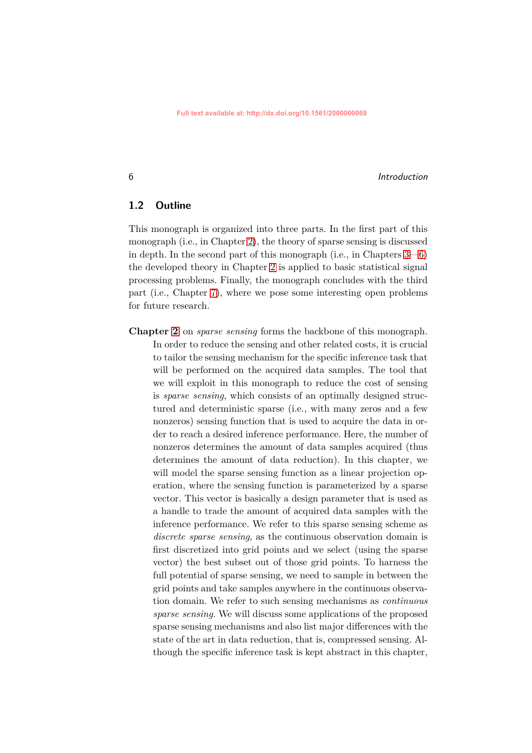## 1.2 Outline

This monograph is organized into three parts. In the first part of this monograph (i.e., in Chapter 2), the theory of sparse sensing is discussed in depth. In the second part of this monograph (i.e., in Chapters 3–6) the developed theory in Chapter 2 is applied to basic statistical signal processing problems. Finally, the monograph concludes with the third part (i.e., Chapter 7), where we pose some interesting open problems for future research.

**Chapter 2** on *sparse sensing* forms the backbone of this monograph. In order to reduce the sensing and other related costs, it is crucial to tailor the sensing mechanism for the specific inference task that will be performed on the acquired data samples. The tool that we will exploit in this monograph to reduce the cost of sensing is *sparse sensing*, which consists of an optimally designed structured and deterministic sparse (i.e., with many zeros and a few nonzeros) sensing function that is used to acquire the data in order to reach a desired inference performance. Here, the number of nonzeros determines the amount of data samples acquired (thus determines the amount of data reduction). In this chapter, we will model the sparse sensing function as a linear projection operation, where the sensing function is parameterized by a sparse vector. This vector is basically a design parameter that is used as a handle to trade the amount of acquired data samples with the inference performance. We refer to this sparse sensing scheme as *discrete sparse sensing*, as the continuous observation domain is first discretized into grid points and we select (using the sparse vector) the best subset out of those grid points. To harness the full potential of sparse sensing, we need to sample in between the grid points and take samples anywhere in the continuous observation domain. We refer to such sensing mechanisms as *continuous sparse sensing*. We will discuss some applications of the proposed sparse sensing mechanisms and also list major differences with the state of the art in data reduction, that is, compressed sensing. Although the specific inference task is kept abstract in this chapter,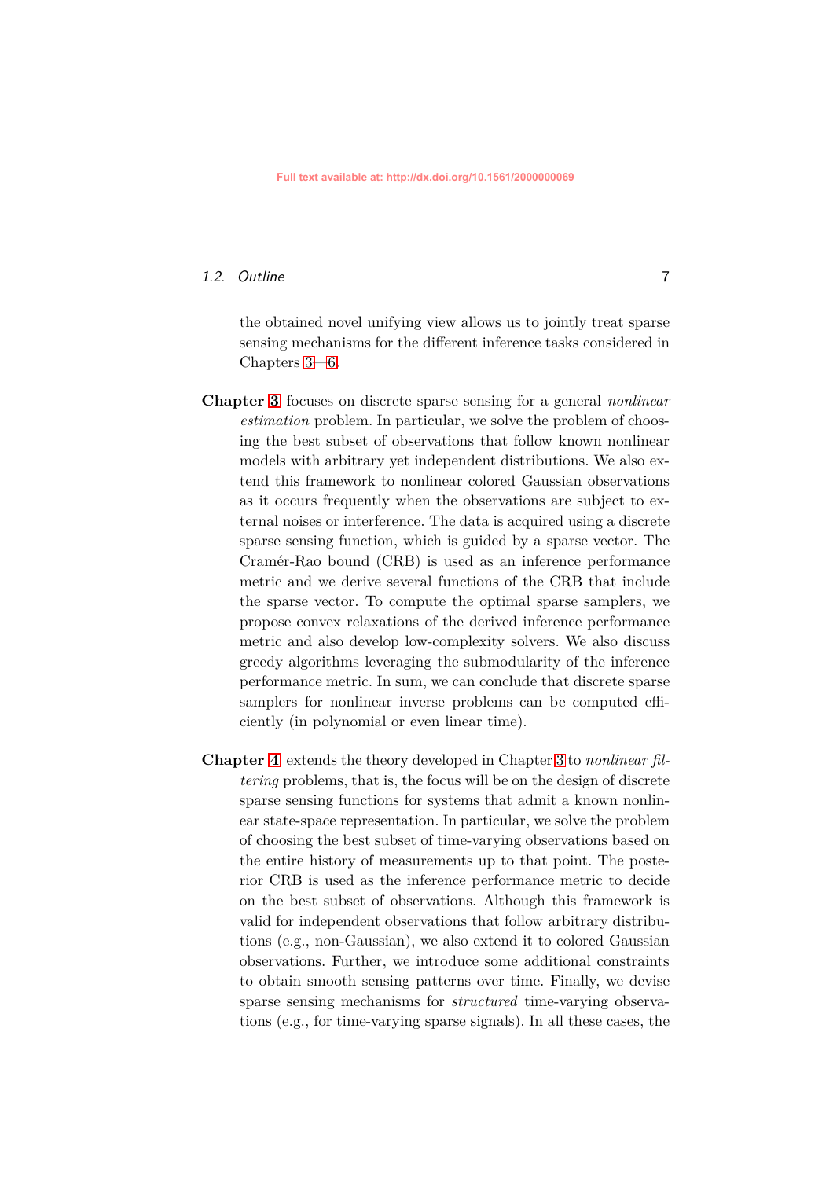the obtained novel unifying view allows us to jointly treat sparse sensing mechanisms for the different inference tasks considered in Chapters 3—6.

**Chapter 3** focuses on discrete sparse sensing for a general *nonlinear estimation* problem. In particular, we solve the problem of choosing the best subset of observations that follow known nonlinear models with arbitrary yet independent distributions. We also extend this framework to nonlinear colored Gaussian observations as it occurs frequently when the observations are subject to external noises or interference. The data is acquired using a discrete sparse sensing function, which is guided by a sparse vector. The Cramér-Rao bound (CRB) is used as an inference performance metric and we derive several functions of the CRB that include the sparse vector. To compute the optimal sparse samplers, we propose convex relaxations of the derived inference performance metric and also develop low-complexity solvers. We also discuss greedy algorithms leveraging the submodularity of the inference performance metric. In sum, we can conclude that discrete sparse samplers for nonlinear inverse problems can be computed efficiently (in polynomial or even linear time).

**Chapter 4** extends the theory developed in Chapter 3 to *nonlinear filtering* problems, that is, the focus will be on the design of discrete sparse sensing functions for systems that admit a known nonlinear state-space representation. In particular, we solve the problem of choosing the best subset of time-varying observations based on the entire history of measurements up to that point. The posterior CRB is used as the inference performance metric to decide on the best subset of observations. Although this framework is valid for independent observations that follow arbitrary distributions (e.g., non-Gaussian), we also extend it to colored Gaussian observations. Further, we introduce some additional constraints to obtain smooth sensing patterns over time. Finally, we devise sparse sensing mechanisms for *structured* time-varying observations (e.g., for time-varying sparse signals). In all these cases, the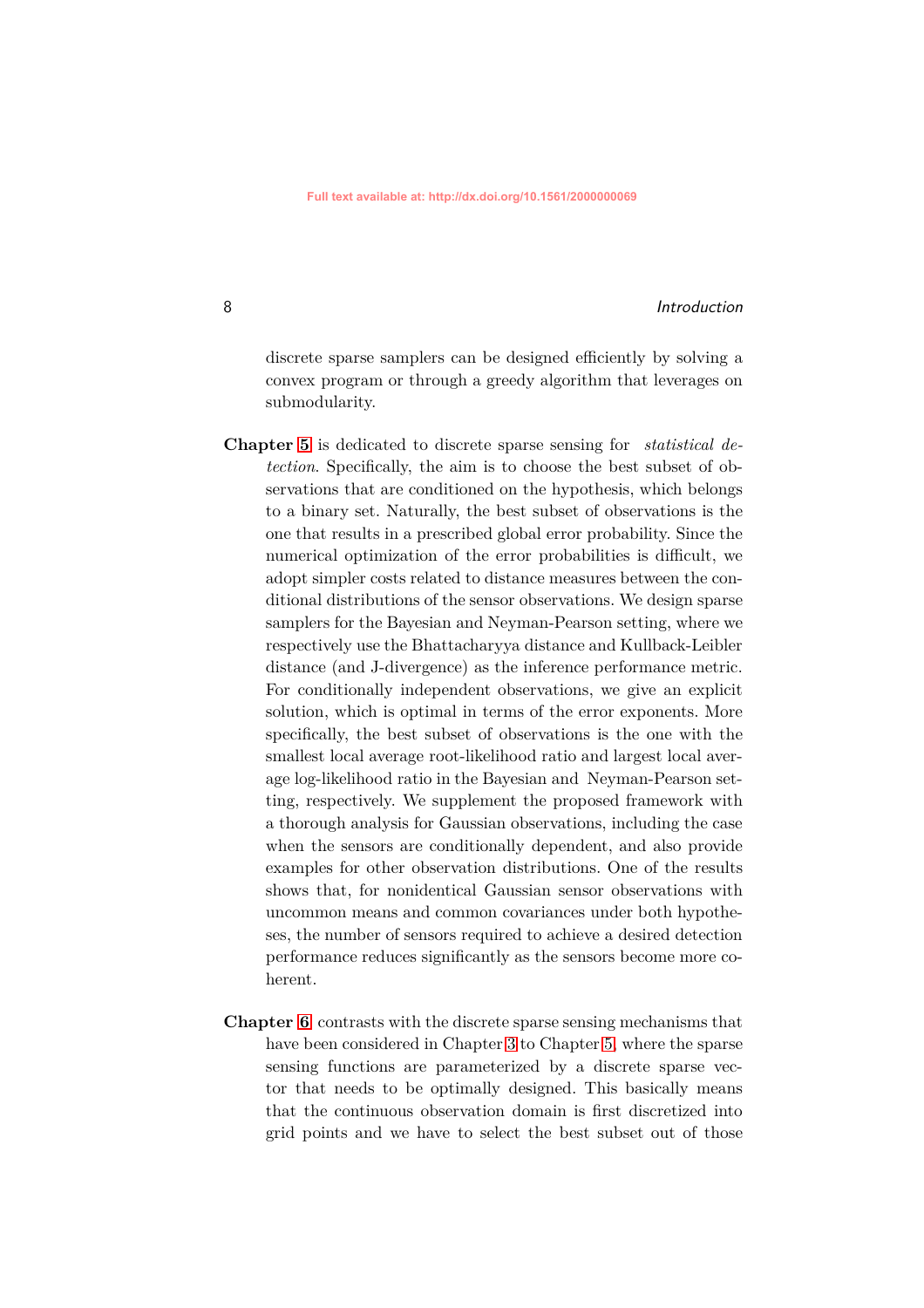discrete sparse samplers can be designed efficiently by solving a convex program or through a greedy algorithm that leverages on submodularity.

**Chapter 5** is dedicated to discrete sparse sensing for *statistical detection*. Specifically, the aim is to choose the best subset of observations that are conditioned on the hypothesis, which belongs to a binary set. Naturally, the best subset of observations is the one that results in a prescribed global error probability. Since the numerical optimization of the error probabilities is difficult, we adopt simpler costs related to distance measures between the conditional distributions of the sensor observations. We design sparse samplers for the Bayesian and Neyman-Pearson setting, where we respectively use the Bhattacharyya distance and Kullback-Leibler distance (and J-divergence) as the inference performance metric. For conditionally independent observations, we give an explicit solution, which is optimal in terms of the error exponents. More specifically, the best subset of observations is the one with the smallest local average root-likelihood ratio and largest local average log-likelihood ratio in the Bayesian and Neyman-Pearson setting, respectively. We supplement the proposed framework with a thorough analysis for Gaussian observations, including the case when the sensors are conditionally dependent, and also provide examples for other observation distributions. One of the results shows that, for nonidentical Gaussian sensor observations with uncommon means and common covariances under both hypotheses, the number of sensors required to achieve a desired detection performance reduces significantly as the sensors become more coherent.

**Chapter 6** contrasts with the discrete sparse sensing mechanisms that have been considered in Chapter 3 to Chapter 5, where the sparse sensing functions are parameterized by a discrete sparse vector that needs to be optimally designed. This basically means that the continuous observation domain is first discretized into grid points and we have to select the best subset out of those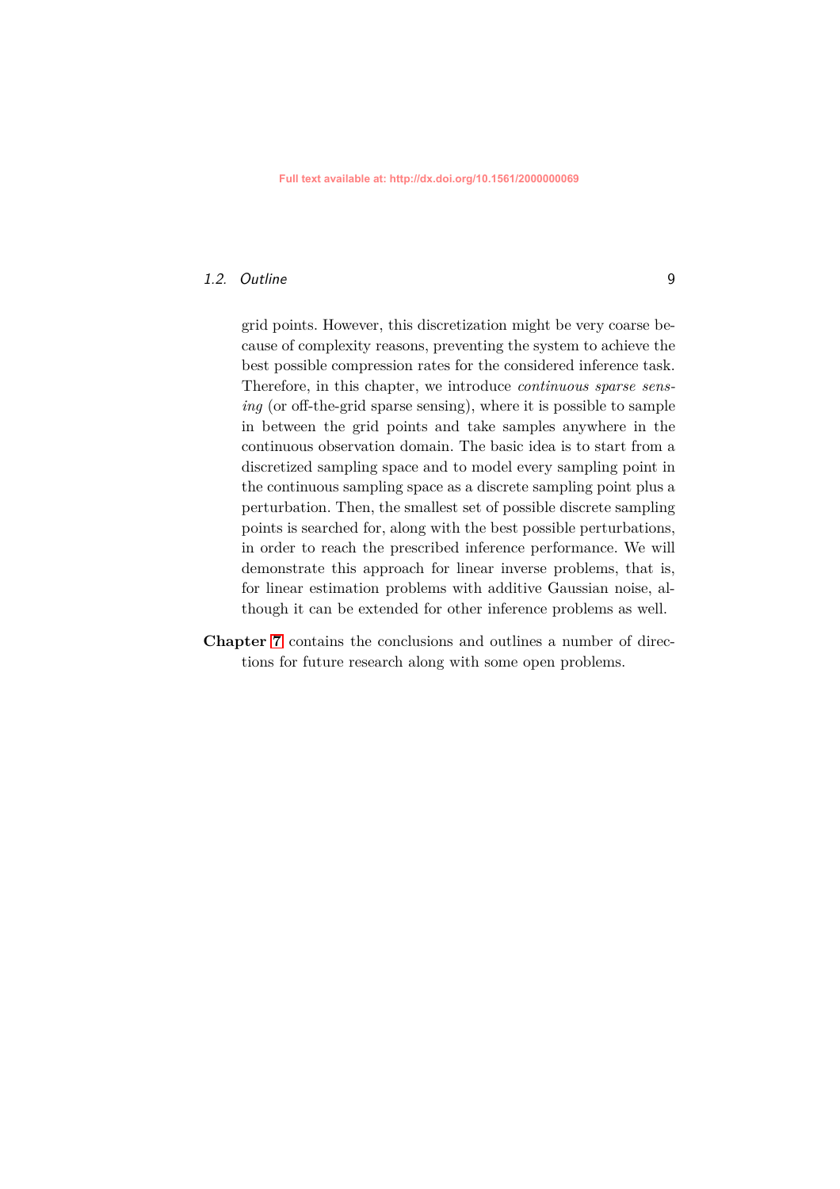grid points. However, this discretization might be very coarse because of complexity reasons, preventing the system to achieve the best possible compression rates for the considered inference task. Therefore, in this chapter, we introduce *continuous sparse sensing* (or off-the-grid sparse sensing), where it is possible to sample in between the grid points and take samples anywhere in the continuous observation domain. The basic idea is to start from a discretized sampling space and to model every sampling point in the continuous sampling space as a discrete sampling point plus a perturbation. Then, the smallest set of possible discrete sampling points is searched for, along with the best possible perturbations, in order to reach the prescribed inference performance. We will demonstrate this approach for linear inverse problems, that is, for linear estimation problems with additive Gaussian noise, although it can be extended for other inference problems as well.

**Chapter 7** contains the conclusions and outlines a number of directions for future research along with some open problems.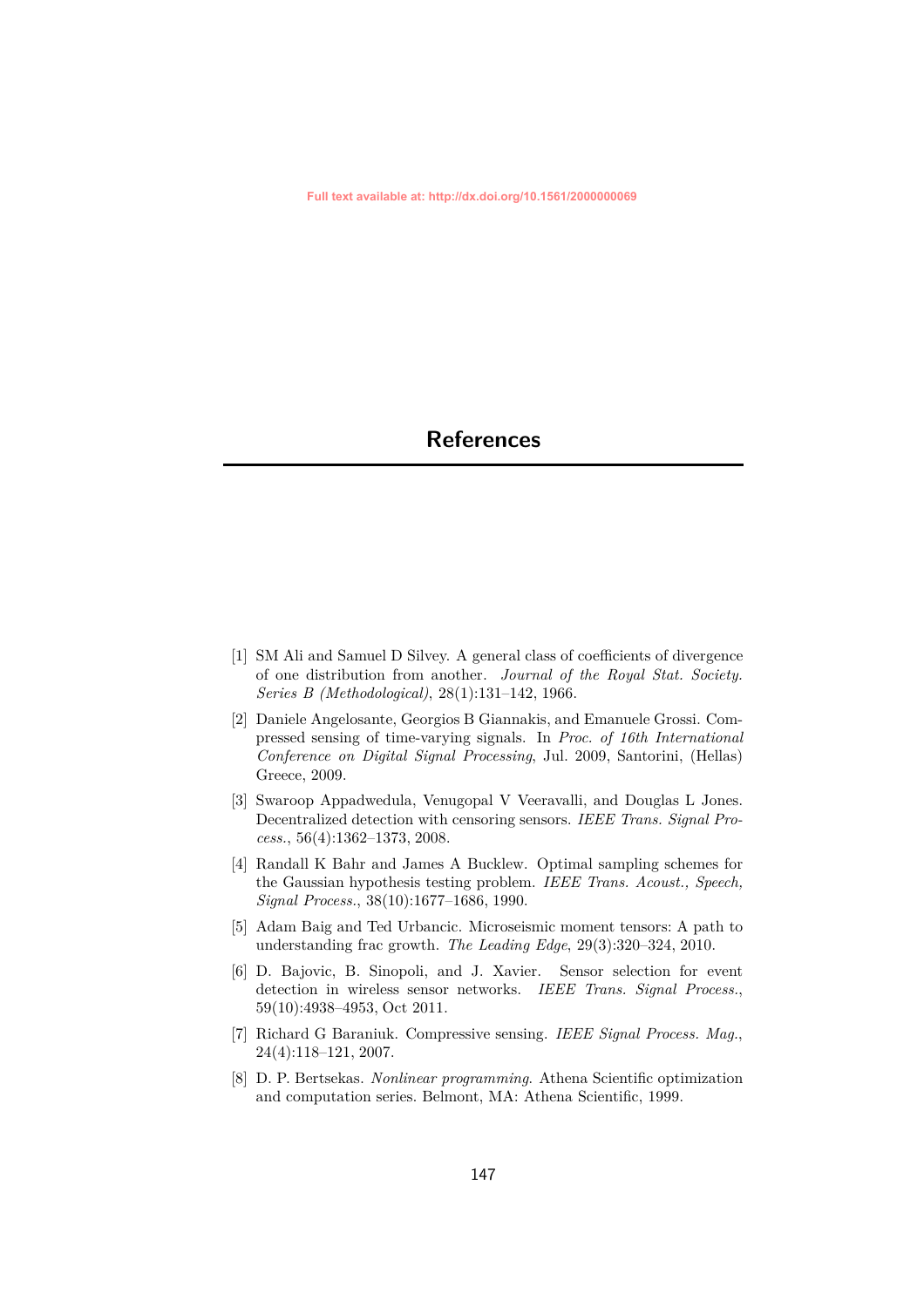# References

[1] SM Ali and Samuel D Silvey. A general class of coefficients of divergence of one distribution from another. *Journal of the Royal Stat. Society. Series B (Methodological)*, 28(1):131–142, 1966.

[2] Daniele Angelosante, Georgios B Giannakis, and Emanuele Grossi. Compressed sensing of time-varying signals. In *Proc. of 16th International Conference on Digital Signal Processing*, Jul. 2009, Santorini, (Hellas) Greece, 2009.

[3] Swaroop Appadwedula, Venugopal V Veeravalli, and Douglas L Jones. Decentralized detection with censoring sensors. *IEEE Trans. Signal Process.*, 56(4):1362–1373, 2008.

[4] Randall K Bahr and James A Bucklew. Optimal sampling schemes for the Gaussian hypothesis testing problem. *IEEE Trans. Acoust., Speech, Signal Process.*, 38(10):1677–1686, 1990.

[5] Adam Baig and Ted Urbancic. Microseismic moment tensors: A path to understanding frac growth. *The Leading Edge*, 29(3):320–324, 2010.

[6] D. Bajovic, B. Sinopoli, and J. Xavier. Sensor selection for event detection in wireless sensor networks. *IEEE Trans. Signal Process.*, 59(10):4938–4953, Oct 2011.

[7] Richard G Baraniuk. Compressive sensing. *IEEE Signal Process. Mag.*, 24(4):118–121, 2007.

[8] D. P. Bertsekas. *Nonlinear programming*. Athena Scientific optimization and computation series. Belmont, MA: Athena Scientific, 1999.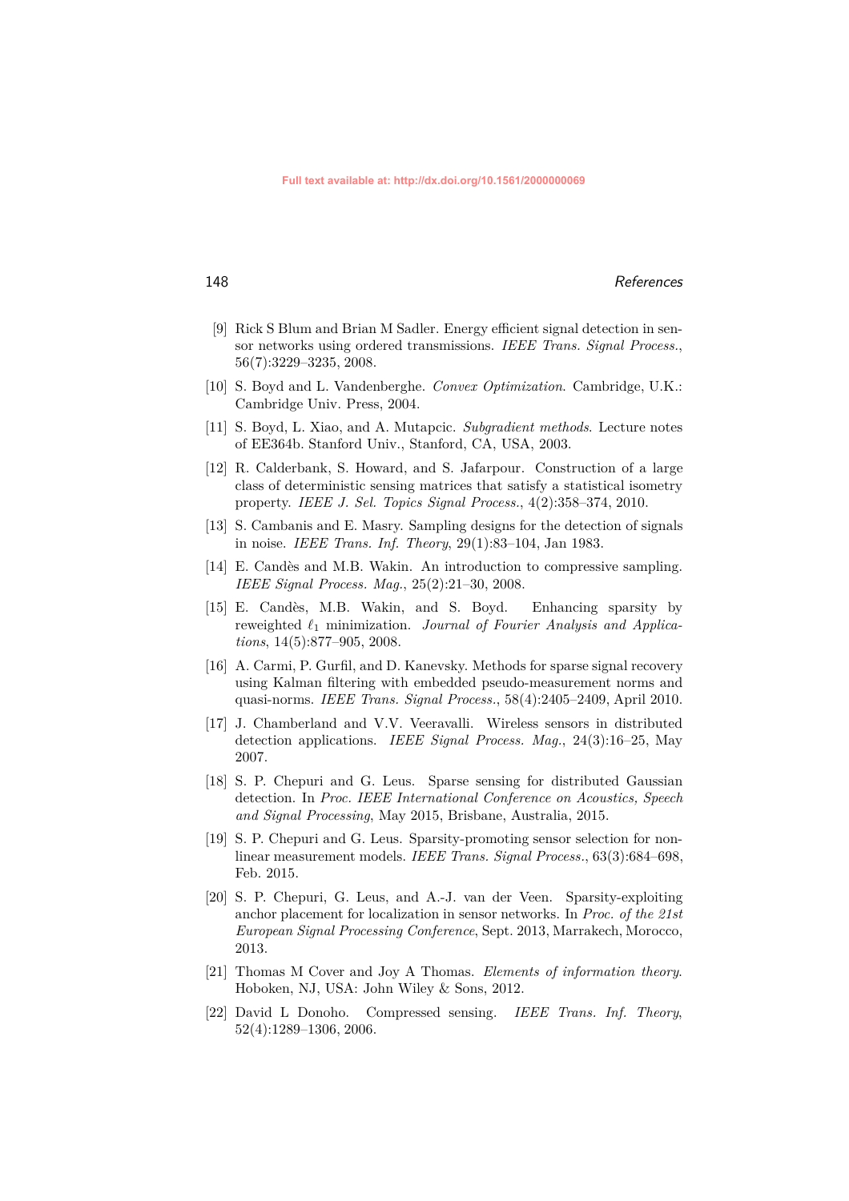[9] Rick S Blum and Brian M Sadler. Energy efficient signal detection in sensor networks using ordered transmissions. *IEEE Trans. Signal Process.*, 56(7):3229–3235, 2008.

[10] S. Boyd and L. Vandenberghe. *Convex Optimization*. Cambridge, U.K.: Cambridge Univ. Press, 2004.

[11] S. Boyd, L. Xiao, and A. Mutapcic. *Subgradient methods*. Lecture notes of EE364b. Stanford Univ., Stanford, CA, USA, 2003.

[12] R. Calderbank, S. Howard, and S. Jafarpour. Construction of a large class of deterministic sensing matrices that satisfy a statistical isometry property. *IEEE J. Sel. Topics Signal Process.*, 4(2):358–374, 2010.

[13] S. Cambanis and E. Masry. Sampling designs for the detection of signals in noise. *IEEE Trans. Inf. Theory*, 29(1):83–104, Jan 1983.

[14] E. Candès and M.B. Wakin. An introduction to compressive sampling. *IEEE Signal Process. Mag.*, 25(2):21–30, 2008.

[15] E. Candès, M.B. Wakin, and S. Boyd. Enhancing sparsity by reweighted $\ell_1$ minimization. *Journal of Fourier Analysis and Applications*, 14(5):877–905, 2008.

[16] A. Carmi, P. Gurfil, and D. Kanevsky. Methods for sparse signal recovery using Kalman filtering with embedded pseudo-measurement norms and quasi-norms. *IEEE Trans. Signal Process.*, 58(4):2405–2409, April 2010.

[17] J. Chamberland and V.V. Veeravalli. Wireless sensors in distributed detection applications. *IEEE Signal Process. Mag.*, 24(3):16–25, May 2007.

[18] S. P. Chepuri and G. Leus. Sparse sensing for distributed Gaussian detection. In *Proc. IEEE International Conference on Acoustics, Speech and Signal Processing*, May 2015, Brisbane, Australia, 2015.

[19] S. P. Chepuri and G. Leus. Sparsity-promoting sensor selection for nonlinear measurement models. *IEEE Trans. Signal Process.*, 63(3):684–698, Feb. 2015.

[20] S. P. Chepuri, G. Leus, and A.-J. van der Veen. Sparsity-exploiting anchor placement for localization in sensor networks. In *Proc. of the 21st European Signal Processing Conference*, Sept. 2013, Marrakech, Morocco, 2013.

[21] Thomas M Cover and Joy A Thomas. *Elements of information theory*. Hoboken, NJ, USA: John Wiley & Sons, 2012.

[22] David L Donoho. Compressed sensing. *IEEE Trans. Inf. Theory*, 52(4):1289–1306, 2006.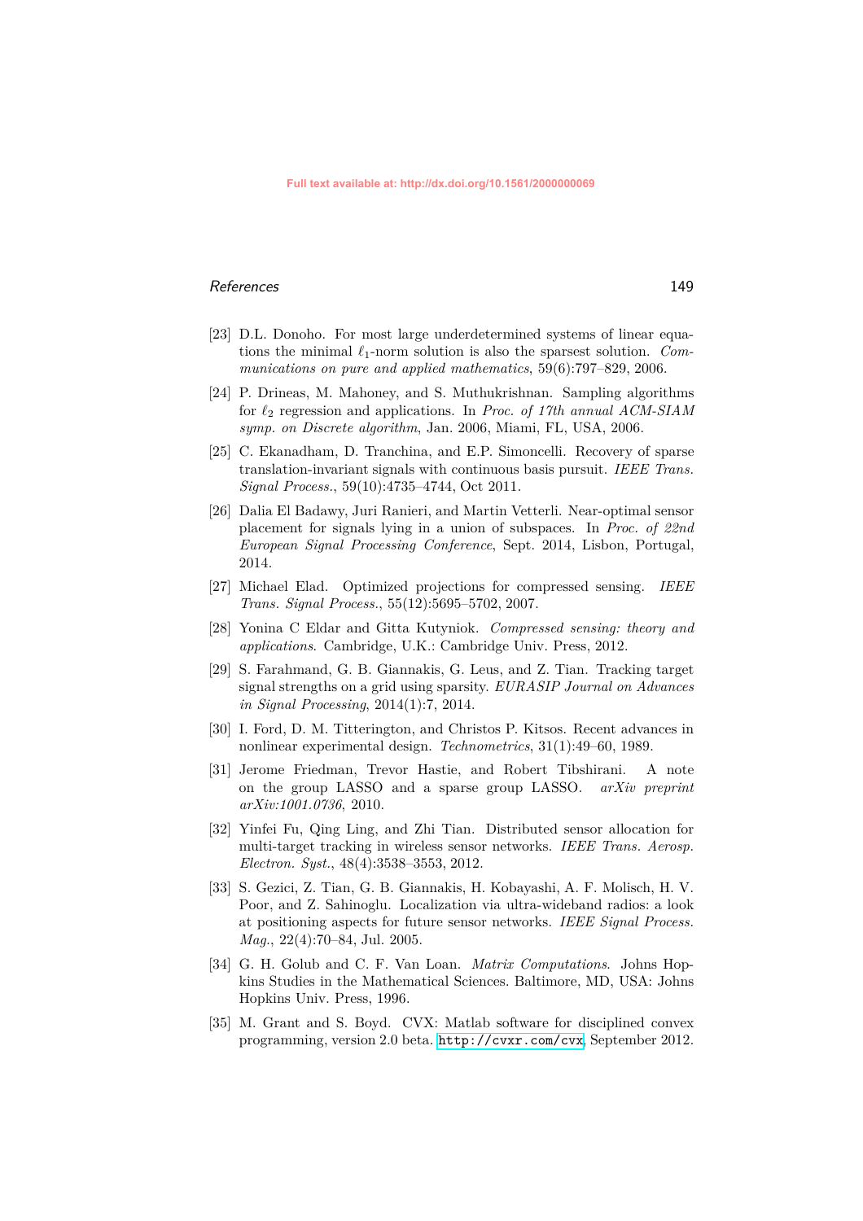[23] D.L. Donoho. For most large underdetermined systems of linear equations the minimal $\ell_1$-norm solution is also the sparsest solution. *Communications on pure and applied mathematics*, 59(6):797–829, 2006.

[24] P. Drineas, M. Mahoney, and S. Muthukrishnan. Sampling algorithms for $\ell_2$ regression and applications. In *Proc. of 17th annual ACM-SIAM symp. on Discrete algorithm*, Jan. 2006, Miami, FL, USA, 2006.

[25] C. Ekanadham, D. Tranchina, and E.P. Simoncelli. Recovery of sparse translation-invariant signals with continuous basis pursuit. *IEEE Trans. Signal Process.*, 59(10):4735–4744, Oct 2011.

[26] Dalia El Badawy, Juri Ranieri, and Martin Vetterli. Near-optimal sensor placement for signals lying in a union of subspaces. In *Proc. of 22nd European Signal Processing Conference*, Sept. 2014, Lisbon, Portugal, 2014.

[27] Michael Elad. Optimized projections for compressed sensing. *IEEE Trans. Signal Process.*, 55(12):5695–5702, 2007.

[28] Yonina C Eldar and Gitta Kutyniok. *Compressed sensing: theory and applications*. Cambridge, U.K.: Cambridge Univ. Press, 2012.

[29] S. Farahmand, G. B. Giannakis, G. Leus, and Z. Tian. Tracking target signal strengths on a grid using sparsity. *EURASIP Journal on Advances in Signal Processing*, 2014(1):7, 2014.

[30] I. Ford, D. M. Titterington, and Christos P. Kitsos. Recent advances in nonlinear experimental design. *Technometrics*, 31(1):49–60, 1989.

[31] Jerome Friedman, Trevor Hastie, and Robert Tibshirani. A note on the group LASSO and a sparse group LASSO. *arXiv preprint arXiv:1001.0736*, 2010.

[32] Yinfei Fu, Qing Ling, and Zhi Tian. Distributed sensor allocation for multi-target tracking in wireless sensor networks. *IEEE Trans. Aerosp. Electron. Syst.*, 48(4):3538–3553, 2012.

[33] S. Gezici, Z. Tian, G. B. Giannakis, H. Kobayashi, A. F. Molisch, H. V. Poor, and Z. Sahinoglu. Localization via ultra-wideband radios: a look at positioning aspects for future sensor networks. *IEEE Signal Process. Mag.*, 22(4):70–84, Jul. 2005.

[34] G. H. Golub and C. F. Van Loan. *Matrix Computations*. Johns Hopkins Studies in the Mathematical Sciences. Baltimore, MD, USA: Johns Hopkins Univ. Press, 1996.

[35] M. Grant and S. Boyd. CVX: Matlab software for disciplined convex programming, version 2.0 beta. http://cvxr.com/cvx, September 2012.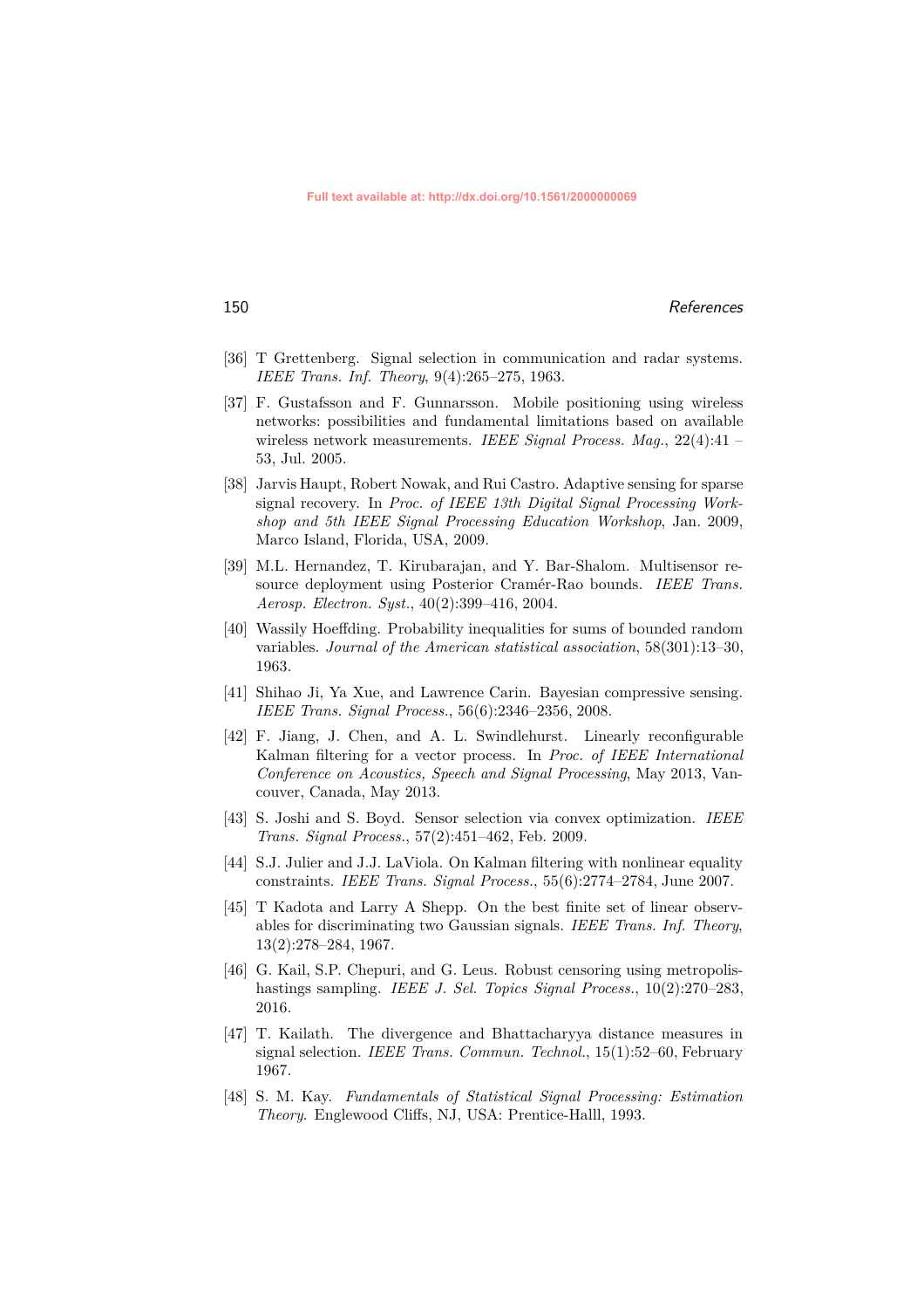[36] T Grettenberg. Signal selection in communication and radar systems. *IEEE Trans. Inf. Theory*, 9(4):265–275, 1963.

[37] F. Gustafsson and F. Gunnarsson. Mobile positioning using wireless networks: possibilities and fundamental limitations based on available wireless network measurements. *IEEE Signal Process. Mag.*, 22(4):41 – 53, Jul. 2005.

[38] Jarvis Haupt, Robert Nowak, and Rui Castro. Adaptive sensing for sparse signal recovery. In *Proc. of IEEE 13th Digital Signal Processing Workshop and 5th IEEE Signal Processing Education Workshop*, Jan. 2009, Marco Island, Florida, USA, 2009.

[39] M.L. Hernandez, T. Kirubarajan, and Y. Bar-Shalom. Multisensor resource deployment using Posterior Cramér-Rao bounds. *IEEE Trans. Aerosp. Electron. Syst.*, 40(2):399–416, 2004.

[40] Wassily Hoeffding. Probability inequalities for sums of bounded random variables. *Journal of the American statistical association*, 58(301):13–30, 1963.

[41] Shihao Ji, Ya Xue, and Lawrence Carin. Bayesian compressive sensing. *IEEE Trans. Signal Process.*, 56(6):2346–2356, 2008.

[42] F. Jiang, J. Chen, and A. L. Swindlehurst. Linearly reconfigurable Kalman filtering for a vector process. In *Proc. of IEEE International Conference on Acoustics, Speech and Signal Processing*, May 2013, Vancouver, Canada, May 2013.

[43] S. Joshi and S. Boyd. Sensor selection via convex optimization. *IEEE Trans. Signal Process.*, 57(2):451–462, Feb. 2009.

[44] S.J. Julier and J.J. LaViola. On Kalman filtering with nonlinear equality constraints. *IEEE Trans. Signal Process.*, 55(6):2774–2784, June 2007.

[45] T Kadota and Larry A Shepp. On the best finite set of linear observables for discriminating two Gaussian signals. *IEEE Trans. Inf. Theory*, 13(2):278–284, 1967.

[46] G. Kail, S.P. Chepuri, and G. Leus. Robust censoring using metropolis-hastings sampling. *IEEE J. Sel. Topics Signal Process.*, 10(2):270–283, 2016.

[47] T. Kailath. The divergence and Bhattacharyya distance measures in signal selection. *IEEE Trans. Commun. Technol.*, 15(1):52–60, February 1967.

[48] S. M. Kay. *Fundamentals of Statistical Signal Processing: Estimation Theory*. Englewood Cliffs, NJ, USA: Prentice-Halll, 1993.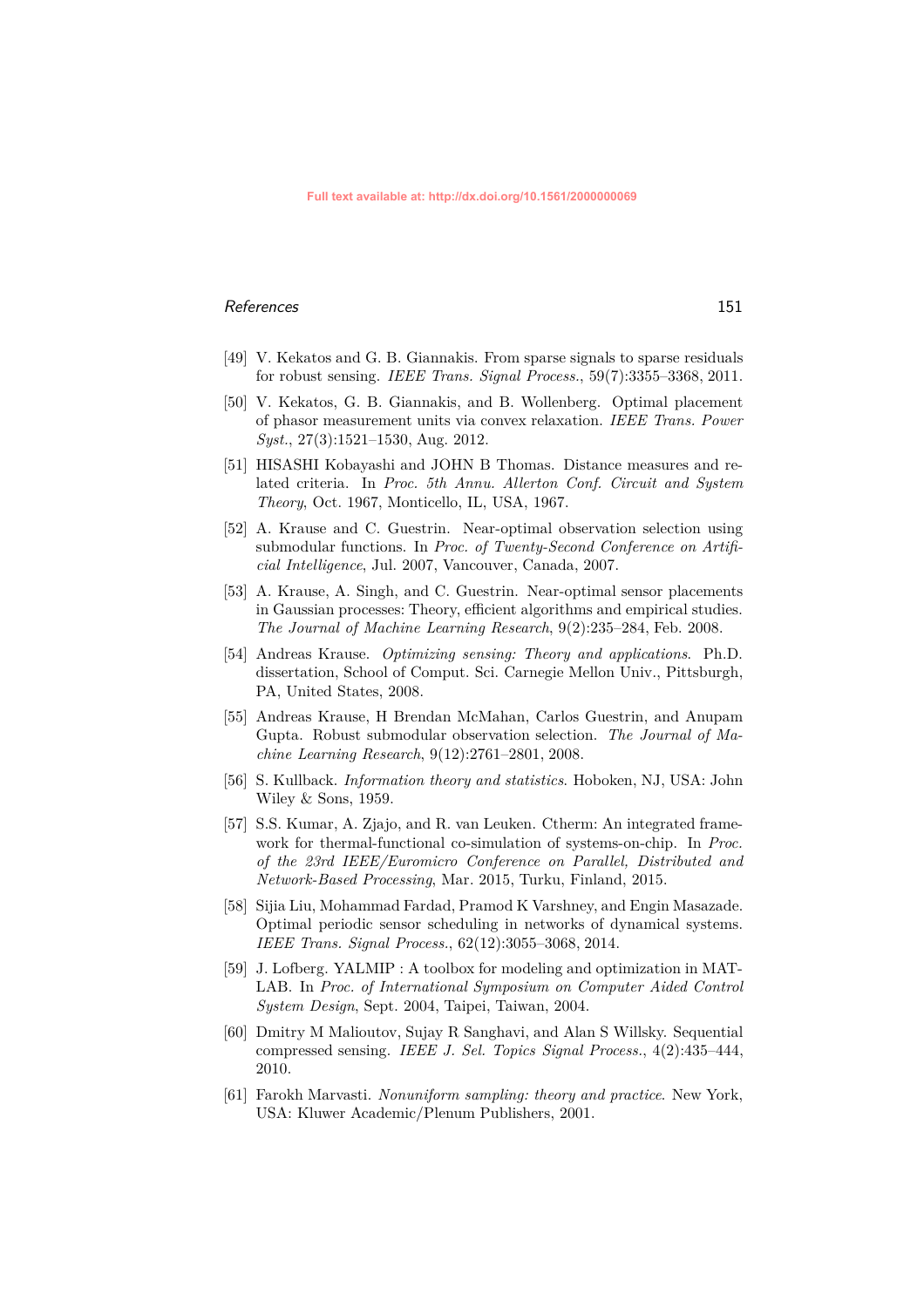- [49] V. Kekatos and G. B. Giannakis. From sparse signals to sparse residuals for robust sensing. *IEEE Trans. Signal Process.*, 59(7):3355–3368, 2011.
- [50] V. Kekatos, G. B. Giannakis, and B. Wollenberg. Optimal placement of phasor measurement units via convex relaxation. *IEEE Trans. Power Syst.*, 27(3):1521–1530, Aug. 2012.
- [51] HISASHI Kobayashi and JOHN B Thomas. Distance measures and related criteria. In *Proc. 5th Annu. Allerton Conf. Circuit and System Theory*, Oct. 1967, Monticello, IL, USA, 1967.
- [52] A. Krause and C. Guestrin. Near-optimal observation selection using submodular functions. In *Proc. of Twenty-Second Conference on Artificial Intelligence*, Jul. 2007, Vancouver, Canada, 2007.
- [53] A. Krause, A. Singh, and C. Guestrin. Near-optimal sensor placements in Gaussian processes: Theory, efficient algorithms and empirical studies. *The Journal of Machine Learning Research*, 9(2):235–284, Feb. 2008.
- [54] Andreas Krause. *Optimizing sensing: Theory and applications*. Ph.D. dissertation, School of Comput. Sci. Carnegie Mellon Univ., Pittsburgh, PA, United States, 2008.
- [55] Andreas Krause, H Brendan McMahan, Carlos Guestrin, and Anupam Gupta. Robust submodular observation selection. *The Journal of Machine Learning Research*, 9(12):2761–2801, 2008.
- [56] S. Kullback. *Information theory and statistics*. Hoboken, NJ, USA: John Wiley & Sons, 1959.
- [57] S.S. Kumar, A. Zjajo, and R. van Leuken. Ctherm: An integrated framework for thermal-functional co-simulation of systems-on-chip. In *Proc. of the 23rd IEEE/Euromicro Conference on Parallel, Distributed and Network-Based Processing*, Mar. 2015, Turku, Finland, 2015.
- [58] Sijia Liu, Mohammad Fardad, Pramod K Varshney, and Engin Masazade. Optimal periodic sensor scheduling in networks of dynamical systems. *IEEE Trans. Signal Process.*, 62(12):3055–3068, 2014.
- [59] J. Lofberg. YALMIP : A toolbox for modeling and optimization in MATLAB. In *Proc. of International Symposium on Computer Aided Control System Design*, Sept. 2004, Taipei, Taiwan, 2004.
- [60] Dmitry M Malioutov, Sujay R Sanghavi, and Alan S Willsky. Sequential compressed sensing. *IEEE J. Sel. Topics Signal Process.*, 4(2):435–444, 2010.
- [61] Farokh Marvasti. *Nonuniform sampling: theory and practice*. New York, USA: Kluwer Academic/Plenum Publishers, 2001.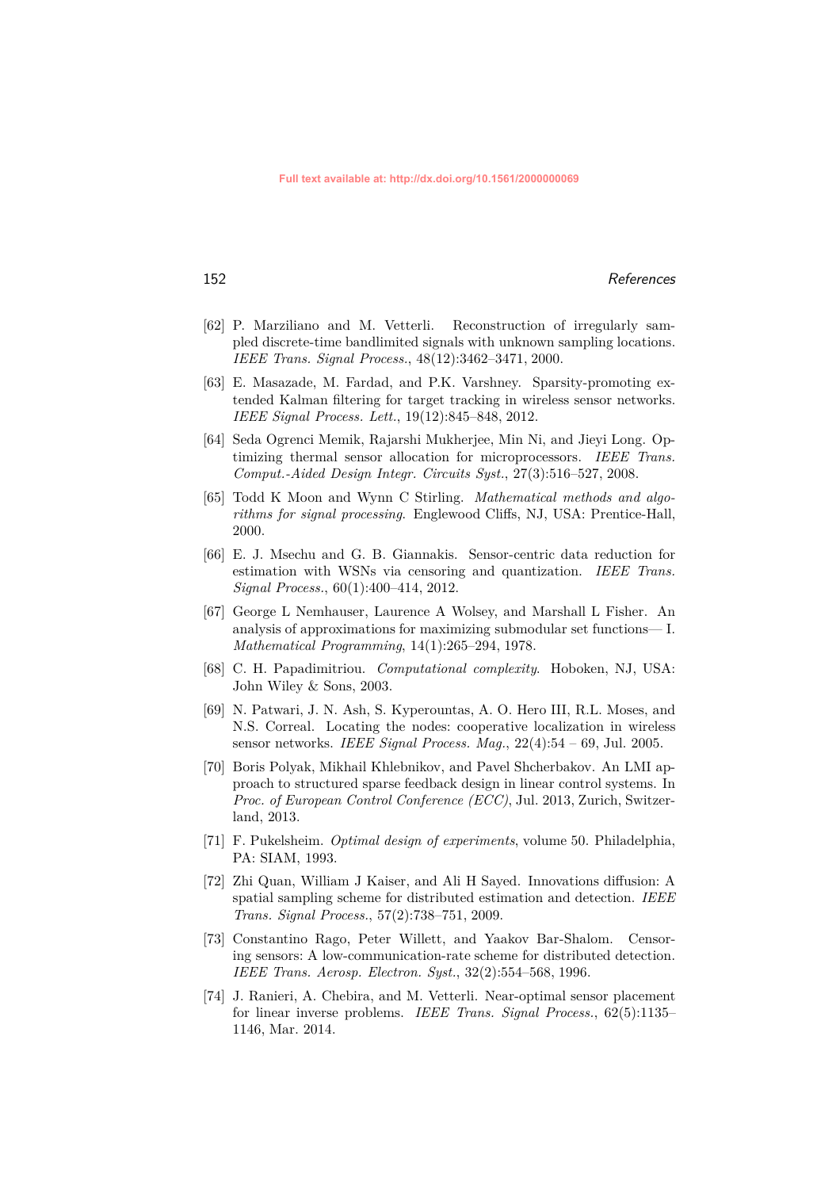[62] P. Marziliano and M. Vetterli. Reconstruction of irregularly sampled discrete-time bandlimited signals with unknown sampling locations. *IEEE Trans. Signal Process.*, 48(12):3462–3471, 2000.

[63] E. Masazade, M. Fardad, and P.K. Varshney. Sparsity-promoting extended Kalman filtering for target tracking in wireless sensor networks. *IEEE Signal Process. Lett.*, 19(12):845–848, 2012.

[64] Seda Ogrenci Memik, Rajarshi Mukherjee, Min Ni, and Jieyi Long. Optimizing thermal sensor allocation for microprocessors. *IEEE Trans. Comput.-Aided Design Integr. Circuits Syst.*, 27(3):516–527, 2008.

[65] Todd K Moon and Wynn C Stirling. *Mathematical methods and algorithms for signal processing*. Englewood Cliffs, NJ, USA: Prentice-Hall, 2000.

[66] E. J. Msechu and G. B. Giannakis. Sensor-centric data reduction for estimation with WSNs via censoring and quantization. *IEEE Trans. Signal Process.*, 60(1):400–414, 2012.

[67] George L Nemhauser, Laurence A Wolsey, and Marshall L Fisher. An analysis of approximations for maximizing submodular set functions— I. *Mathematical Programming*, 14(1):265–294, 1978.

[68] C. H. Papadimitriou. *Computational complexity*. Hoboken, NJ, USA: John Wiley & Sons, 2003.

[69] N. Patwari, J. N. Ash, S. Kyperountas, A. O. Hero III, R.L. Moses, and N.S. Correal. Locating the nodes: cooperative localization in wireless sensor networks. *IEEE Signal Process. Mag.*, 22(4):54 – 69, Jul. 2005.

[70] Boris Polyak, Mikhail Khlebnikov, and Pavel Shcherbakov. An LMI approach to structured sparse feedback design in linear control systems. In *Proc. of European Control Conference (ECC)*, Jul. 2013, Zurich, Switzerland, 2013.

[71] F. Pukelsheim. *Optimal design of experiments*, volume 50. Philadelphia, PA: SIAM, 1993.

[72] Zhi Quan, William J Kaiser, and Ali H Sayed. Innovations diffusion: A spatial sampling scheme for distributed estimation and detection. *IEEE Trans. Signal Process.*, 57(2):738–751, 2009.

[73] Constantino Rago, Peter Willett, and Yaakov Bar-Shalom. Censoring sensors: A low-communication-rate scheme for distributed detection. *IEEE Trans. Aerosp. Electron. Syst.*, 32(2):554–568, 1996.

[74] J. Ranieri, A. Chebira, and M. Vetterli. Near-optimal sensor placement for linear inverse problems. *IEEE Trans. Signal Process.*, 62(5):1135–1146, Mar. 2014.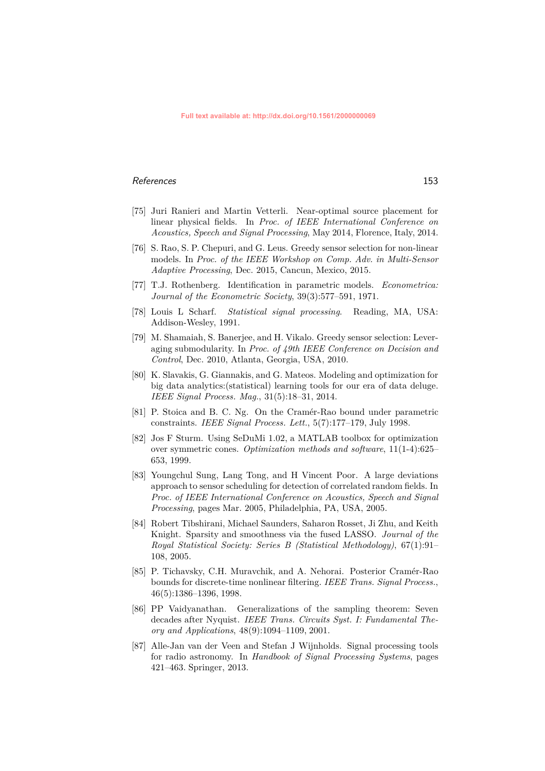[75] Juri Ranieri and Martin Vetterli. Near-optimal source placement for linear physical fields. In *Proc. of IEEE International Conference on Acoustics, Speech and Signal Processing*, May 2014, Florence, Italy, 2014.

[76] S. Rao, S. P. Chepuri, and G. Leus. Greedy sensor selection for non-linear models. In *Proc. of the IEEE Workshop on Comp. Adv. in Multi-Sensor Adaptive Processing*, Dec. 2015, Cancun, Mexico, 2015.

[77] T.J. Rothenberg. Identification in parametric models. *Econometrica: Journal of the Econometric Society*, 39(3):577–591, 1971.

[78] Louis L Scharf. *Statistical signal processing*. Reading, MA, USA: Addison-Wesley, 1991.

[79] M. Shamaiah, S. Banerjee, and H. Vikalo. Greedy sensor selection: Leveraging submodularity. In *Proc. of 49th IEEE Conference on Decision and Control*, Dec. 2010, Atlanta, Georgia, USA, 2010.

[80] K. Slavakis, G. Giannakis, and G. Mateos. Modeling and optimization for big data analytics:(statistical) learning tools for our era of data deluge. *IEEE Signal Process. Mag.*, 31(5):18–31, 2014.

[81] P. Stoica and B. C. Ng. On the Cramér-Rao bound under parametric constraints. *IEEE Signal Process. Lett.*, 5(7):177–179, July 1998.

[82] Jos F Sturm. Using SeDuMi 1.02, a MATLAB toolbox for optimization over symmetric cones. *Optimization methods and software*, 11(1-4):625–653, 1999.

[83] Youngchul Sung, Lang Tong, and H Vincent Poor. A large deviations approach to sensor scheduling for detection of correlated random fields. In *Proc. of IEEE International Conference on Acoustics, Speech and Signal Processing*, pages Mar. 2005, Philadelphia, PA, USA, 2005.

[84] Robert Tibshirani, Michael Saunders, Saharon Rosset, Ji Zhu, and Keith Knight. Sparsity and smoothness via the fused LASSO. *Journal of the Royal Statistical Society: Series B (Statistical Methodology)*, 67(1):91–108, 2005.

[85] P. Tichavsky, C.H. Muravchik, and A. Nehorai. Posterior Cramér-Rao bounds for discrete-time nonlinear filtering. *IEEE Trans. Signal Process.*, 46(5):1386–1396, 1998.

[86] PP Vaidyanathan. Generalizations of the sampling theorem: Seven decades after Nyquist. *IEEE Trans. Circuits Syst. I: Fundamental Theory and Applications*, 48(9):1094–1109, 2001.

[87] Alle-Jan van der Veen and Stefan J Wijnholds. Signal processing tools for radio astronomy. In *Handbook of Signal Processing Systems*, pages 421–463. Springer, 2013.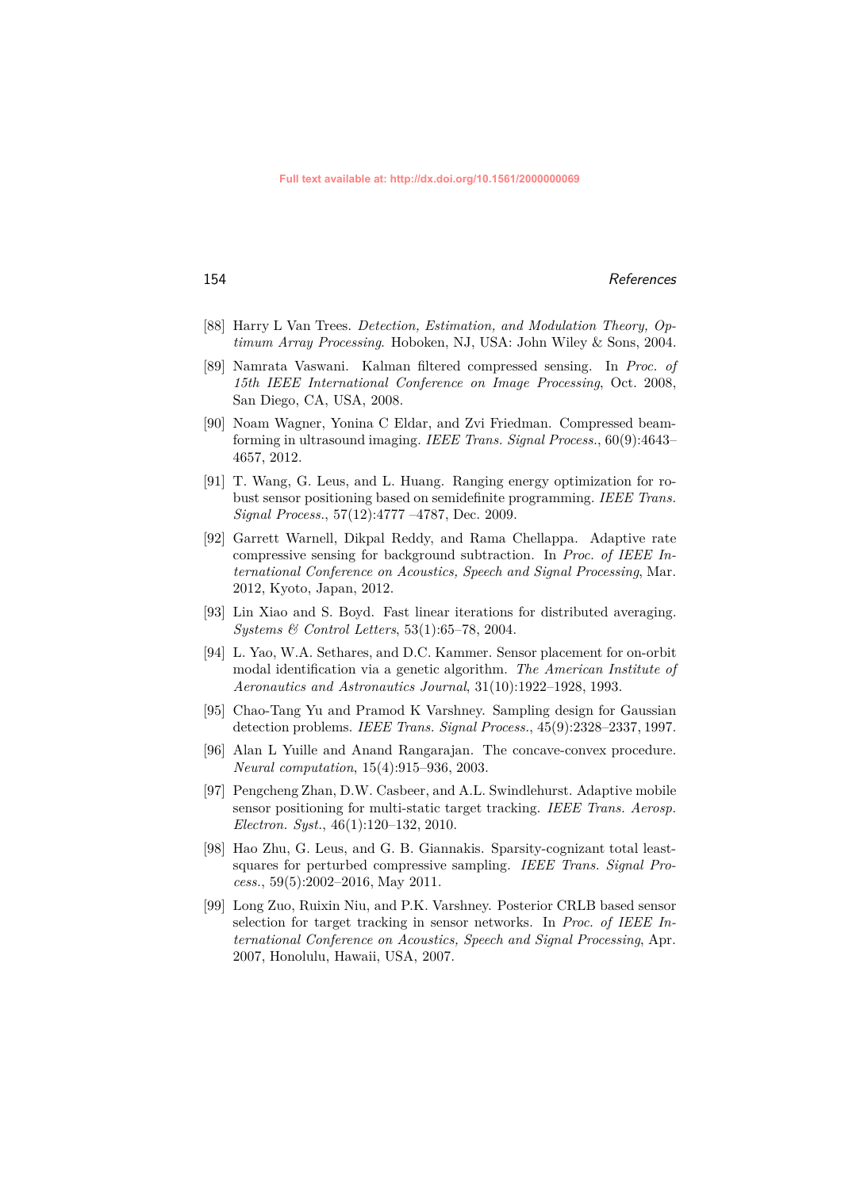[88] Harry L Van Trees. *Detection, Estimation, and Modulation Theory, Optimum Array Processing*. Hoboken, NJ, USA: John Wiley & Sons, 2004.

[89] Namrata Vaswani. Kalman filtered compressed sensing. In *Proc. of 15th IEEE International Conference on Image Processing*, Oct. 2008, San Diego, CA, USA, 2008.

[90] Noam Wagner, Yonina C Eldar, and Zvi Friedman. Compressed beamforming in ultrasound imaging. *IEEE Trans. Signal Process.*, 60(9):4643–4657, 2012.

[91] T. Wang, G. Leus, and L. Huang. Ranging energy optimization for robust sensor positioning based on semidefinite programming. *IEEE Trans. Signal Process.*, 57(12):4777 –4787, Dec. 2009.

[92] Garrett Warnell, Dikpal Reddy, and Rama Chellappa. Adaptive rate compressive sensing for background subtraction. In *Proc. of IEEE International Conference on Acoustics, Speech and Signal Processing*, Mar. 2012, Kyoto, Japan, 2012.

[93] Lin Xiao and S. Boyd. Fast linear iterations for distributed averaging. *Systems & Control Letters*, 53(1):65–78, 2004.

[94] L. Yao, W.A. Sethares, and D.C. Kammer. Sensor placement for on-orbit modal identification via a genetic algorithm. *The American Institute of Aeronautics and Astronautics Journal*, 31(10):1922–1928, 1993.

[95] Chao-Tang Yu and Pramod K Varshney. Sampling design for Gaussian detection problems. *IEEE Trans. Signal Process.*, 45(9):2328–2337, 1997.

[96] Alan L Yuille and Anand Rangarajan. The concave-convex procedure. *Neural computation*, 15(4):915–936, 2003.

[97] Pengcheng Zhan, D.W. Casbeer, and A.L. Swindlehurst. Adaptive mobile sensor positioning for multi-static target tracking. *IEEE Trans. Aerosp. Electron. Syst.*, 46(1):120–132, 2010.

[98] Hao Zhu, G. Leus, and G. B. Giannakis. Sparsity-cognizant total least-squares for perturbed compressive sampling. *IEEE Trans. Signal Process.*, 59(5):2002–2016, May 2011.

[99] Long Zuo, Ruixin Niu, and P.K. Varshney. Posterior CRLB based sensor selection for target tracking in sensor networks. In *Proc. of IEEE International Conference on Acoustics, Speech and Signal Processing*, Apr. 2007, Honolulu, Hawaii, USA, 2007.